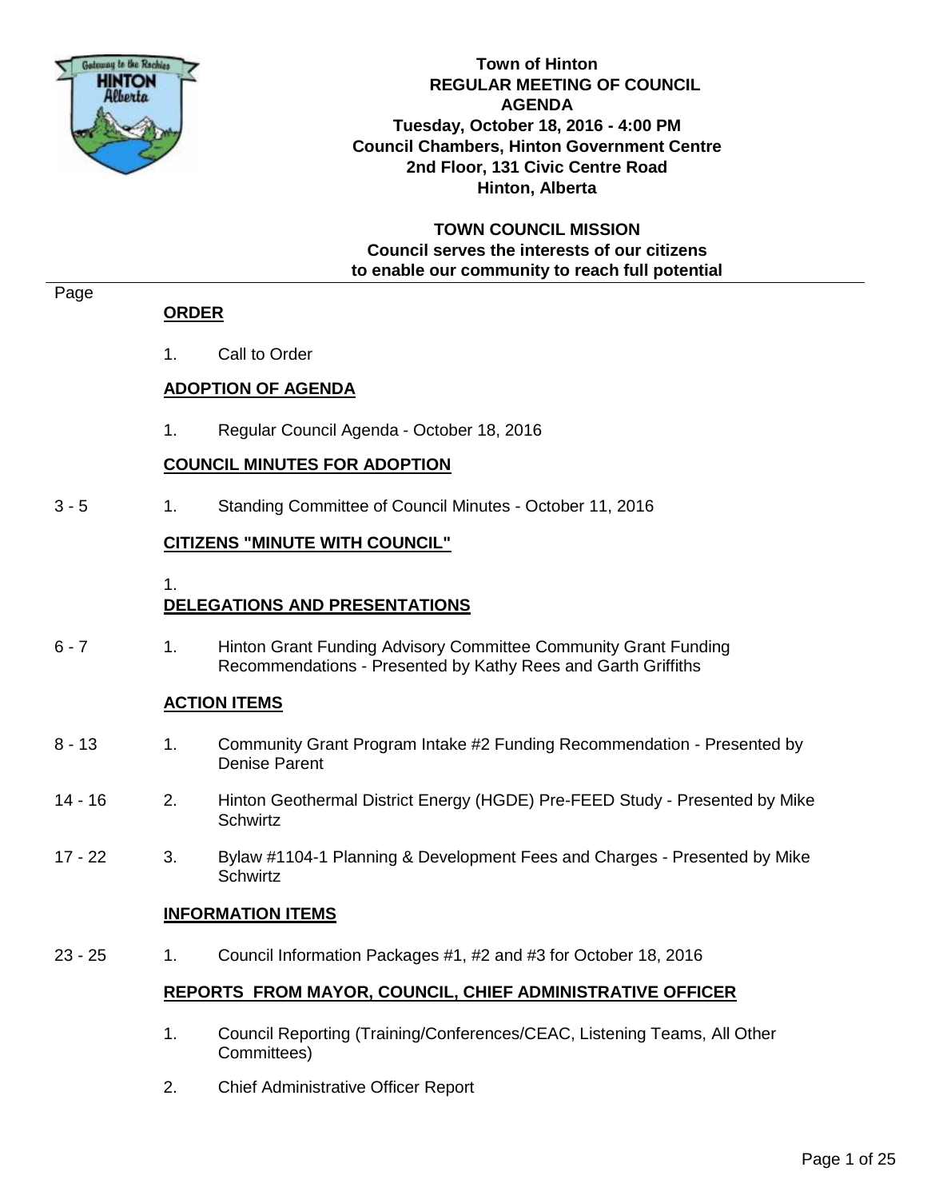# Town of Hinton
## REGULAR MEETING OF COUNCIL
## AGENDA

**Tuesday, October 18, 2016 - 4:00 PM**
**Council Chambers, Hinton Government Centre**
**2nd Floor, 131 Civic Centre Road**
**Hinton, Alberta**

**TOWN COUNCIL MISSION**
**Council serves the interests of our citizens**
**to enable our community to reach full potential**

| Page | | |
|---|---|---|
| | **ORDER** | |
| | 1. | Call to Order |
| | **ADOPTION OF AGENDA** | |
| | 1. | Regular Council Agenda - October 18, 2016 |
| | **COUNCIL MINUTES FOR ADOPTION** | |
| 3 - 5 | 1. | Standing Committee of Council Minutes - October 11, 2016 |
| | **CITIZENS "MINUTE WITH COUNCIL"** | |
| | 1. | |
| | **DELEGATIONS AND PRESENTATIONS** | |
| 6 - 7 | 1. | Hinton Grant Funding Advisory Committee Community Grant Funding Recommendations - Presented by Kathy Rees and Garth Griffiths |
| | **ACTION ITEMS** | |
| 8 - 13 | 1. | Community Grant Program Intake #2 Funding Recommendation - Presented by Denise Parent |
| 14 - 16 | 2. | Hinton Geothermal District Energy (HGDE) Pre-FEED Study - Presented by Mike Schwirtz |
| 17 - 22 | 3. | Bylaw #1104-1 Planning & Development Fees and Charges - Presented by Mike Schwirtz |
| | **INFORMATION ITEMS** | |
| 23 - 25 | 1. | Council Information Packages #1, #2 and #3 for October 18, 2016 |
| | **REPORTS FROM MAYOR, COUNCIL, CHIEF ADMINISTRATIVE OFFICER** | |
| | 1. | Council Reporting (Training/Conferences/CEAC, Listening Teams, All Other Committees) |
| | 2. | Chief Administrative Officer Report |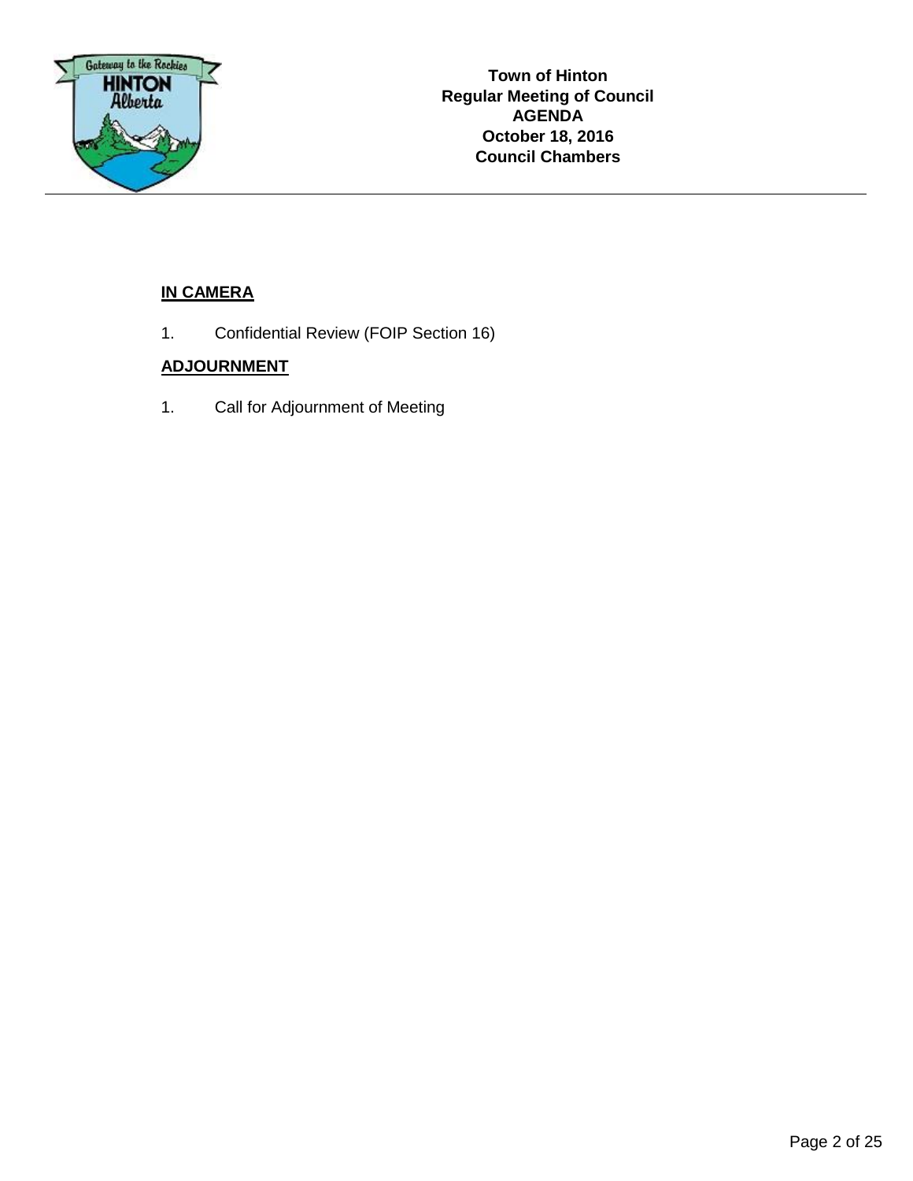**Town of Hinton**
**Regular Meeting of Council**
**AGENDA**
**October 18, 2016**
**Council Chambers**

---

## IN CAMERA

1. Confidential Review (FOIP Section 16)

## ADJOURNMENT

1. Call for Adjournment of Meeting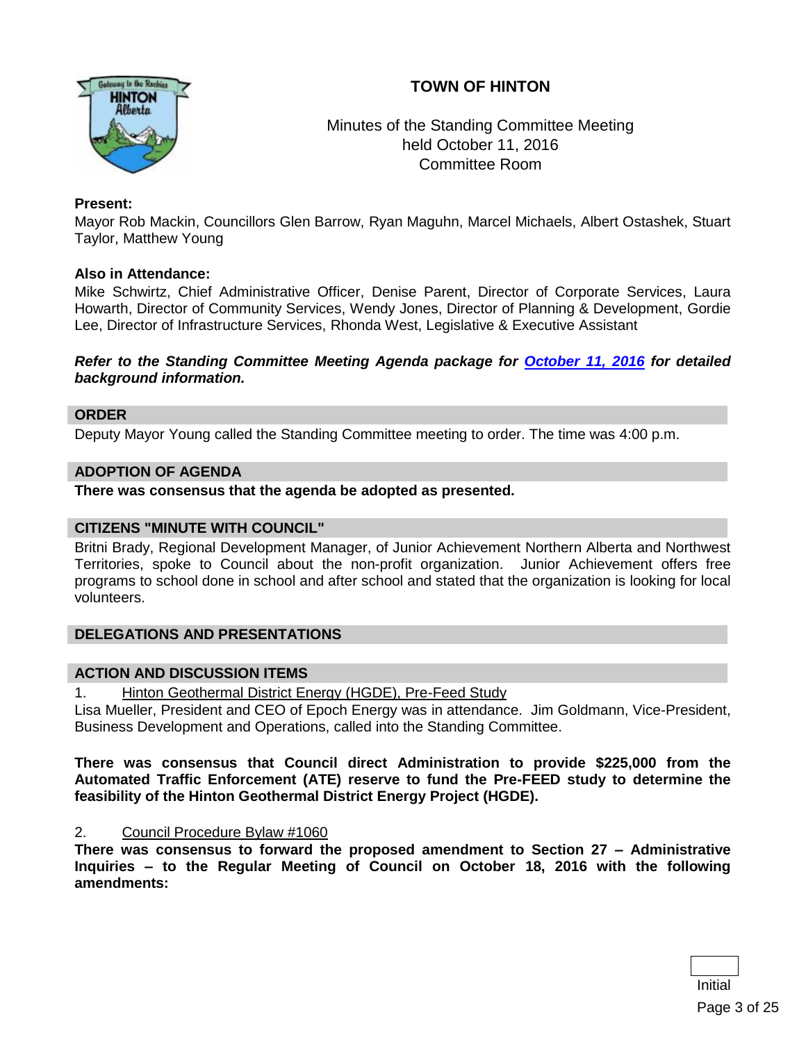# TOWN OF HINTON

Minutes of the Standing Committee Meeting
held October 11, 2016
Committee Room

**Present:**
Mayor Rob Mackin, Councillors Glen Barrow, Ryan Maguhn, Marcel Michaels, Albert Ostashek, Stuart Taylor, Matthew Young

**Also in Attendance:**
Mike Schwirtz, Chief Administrative Officer, Denise Parent, Director of Corporate Services, Laura Howarth, Director of Community Services, Wendy Jones, Director of Planning & Development, Gordie Lee, Director of Infrastructure Services, Rhonda West, Legislative & Executive Assistant

***Refer to the Standing Committee Meeting Agenda package for [October 11, 2016](#) for detailed background information.***

## ORDER

Deputy Mayor Young called the Standing Committee meeting to order. The time was 4:00 p.m.

## ADOPTION OF AGENDA

**There was consensus that the agenda be adopted as presented.**

## CITIZENS "MINUTE WITH COUNCIL"

Britni Brady, Regional Development Manager, of Junior Achievement Northern Alberta and Northwest Territories, spoke to Council about the non-profit organization. Junior Achievement offers free programs to school done in school and after school and stated that the organization is looking for local volunteers.

## DELEGATIONS AND PRESENTATIONS

## ACTION AND DISCUSSION ITEMS

1. Hinton Geothermal District Energy (HGDE), Pre-Feed Study

Lisa Mueller, President and CEO of Epoch Energy was in attendance. Jim Goldmann, Vice-President, Business Development and Operations, called into the Standing Committee.

**There was consensus that Council direct Administration to provide $225,000 from the Automated Traffic Enforcement (ATE) reserve to fund the Pre-FEED study to determine the feasibility of the Hinton Geothermal District Energy Project (HGDE).**

2. Council Procedure Bylaw #1060

**There was consensus to forward the proposed amendment to Section 27 – Administrative Inquiries – to the Regular Meeting of Council on October 18, 2016 with the following amendments:**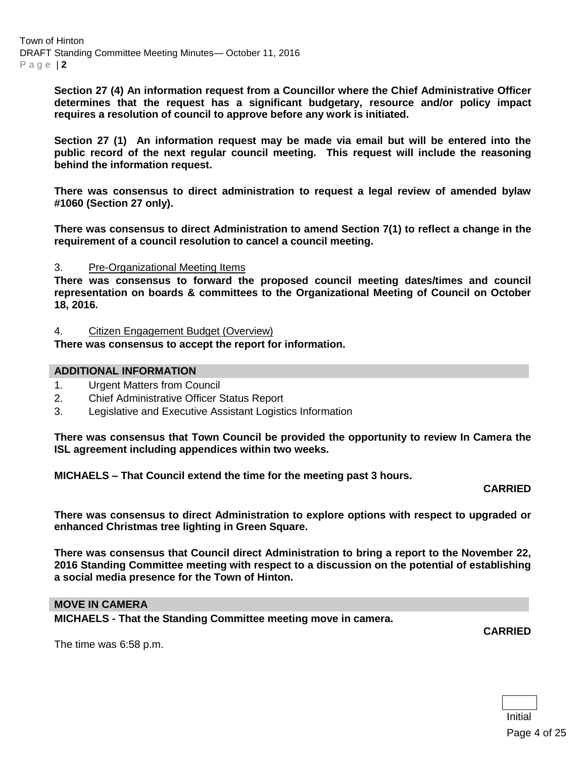**Section 27 (4) An information request from a Councillor where the Chief Administrative Officer determines that the request has a significant budgetary, resource and/or policy impact requires a resolution of council to approve before any work is initiated.**

**Section 27 (1) An information request may be made via email but will be entered into the public record of the next regular council meeting. This request will include the reasoning behind the information request.**

**There was consensus to direct administration to request a legal review of amended bylaw #1060 (Section 27 only).**

**There was consensus to direct Administration to amend Section 7(1) to reflect a change in the requirement of a council resolution to cancel a council meeting.**

3. Pre-Organizational Meeting Items

**There was consensus to forward the proposed council meeting dates/times and council representation on boards & committees to the Organizational Meeting of Council on October 18, 2016.**

4. Citizen Engagement Budget (Overview)

**There was consensus to accept the report for information.**

## ADDITIONAL INFORMATION

1. Urgent Matters from Council
2. Chief Administrative Officer Status Report
3. Legislative and Executive Assistant Logistics Information

**There was consensus that Town Council be provided the opportunity to review In Camera the ISL agreement including appendices within two weeks.**

**MICHAELS – That Council extend the time for the meeting past 3 hours.**

**CARRIED**

**There was consensus to direct Administration to explore options with respect to upgraded or enhanced Christmas tree lighting in Green Square.**

**There was consensus that Council direct Administration to bring a report to the November 22, 2016 Standing Committee meeting with respect to a discussion on the potential of establishing a social media presence for the Town of Hinton.**

## MOVE IN CAMERA

**MICHAELS - That the Standing Committee meeting move in camera.**

**CARRIED**

The time was 6:58 p.m.

Initial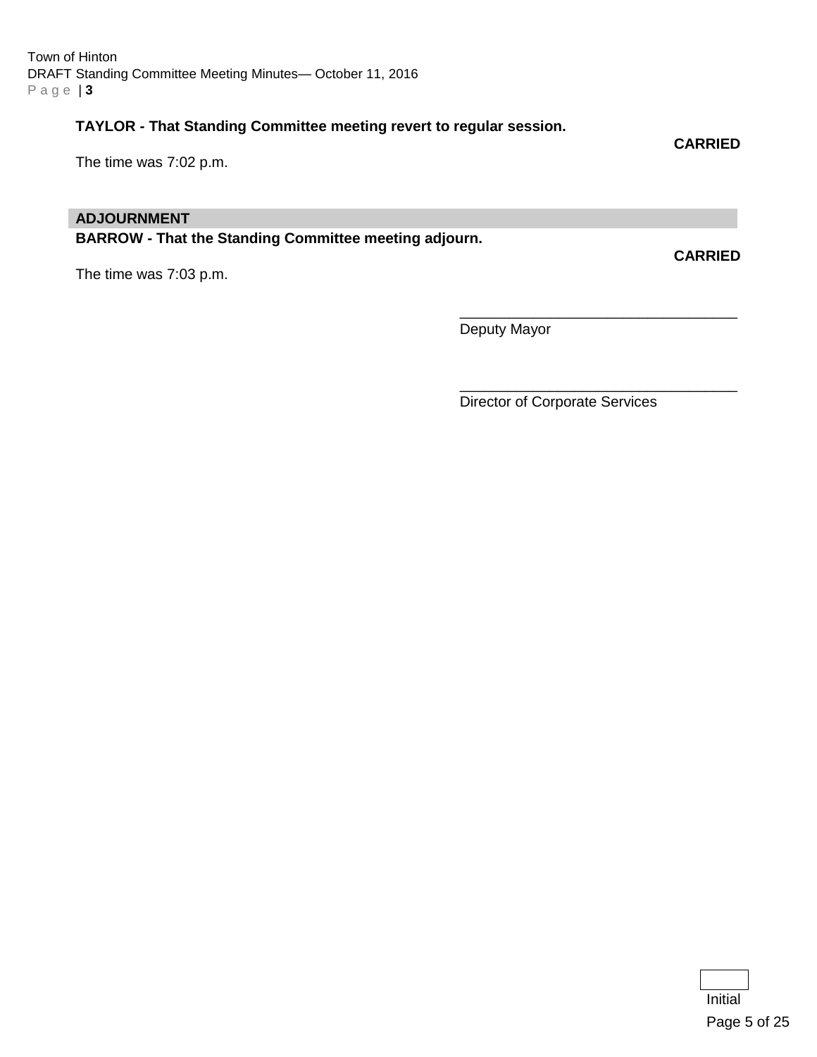**TAYLOR - That Standing Committee meeting revert to regular session.**

**CARRIED**

The time was 7:02 p.m.

## ADJOURNMENT

**BARROW - That the Standing Committee meeting adjourn.**

**CARRIED**

The time was 7:03 p.m.

\_\_\_\_\_\_\_\_\_\_\_\_\_\_\_\_\_\_\_\_\_\_\_\_\_\_\_\_\_\_\_\_\_\_
Deputy Mayor

\_\_\_\_\_\_\_\_\_\_\_\_\_\_\_\_\_\_\_\_\_\_\_\_\_\_\_\_\_\_\_\_\_\_
Director of Corporate Services

Initial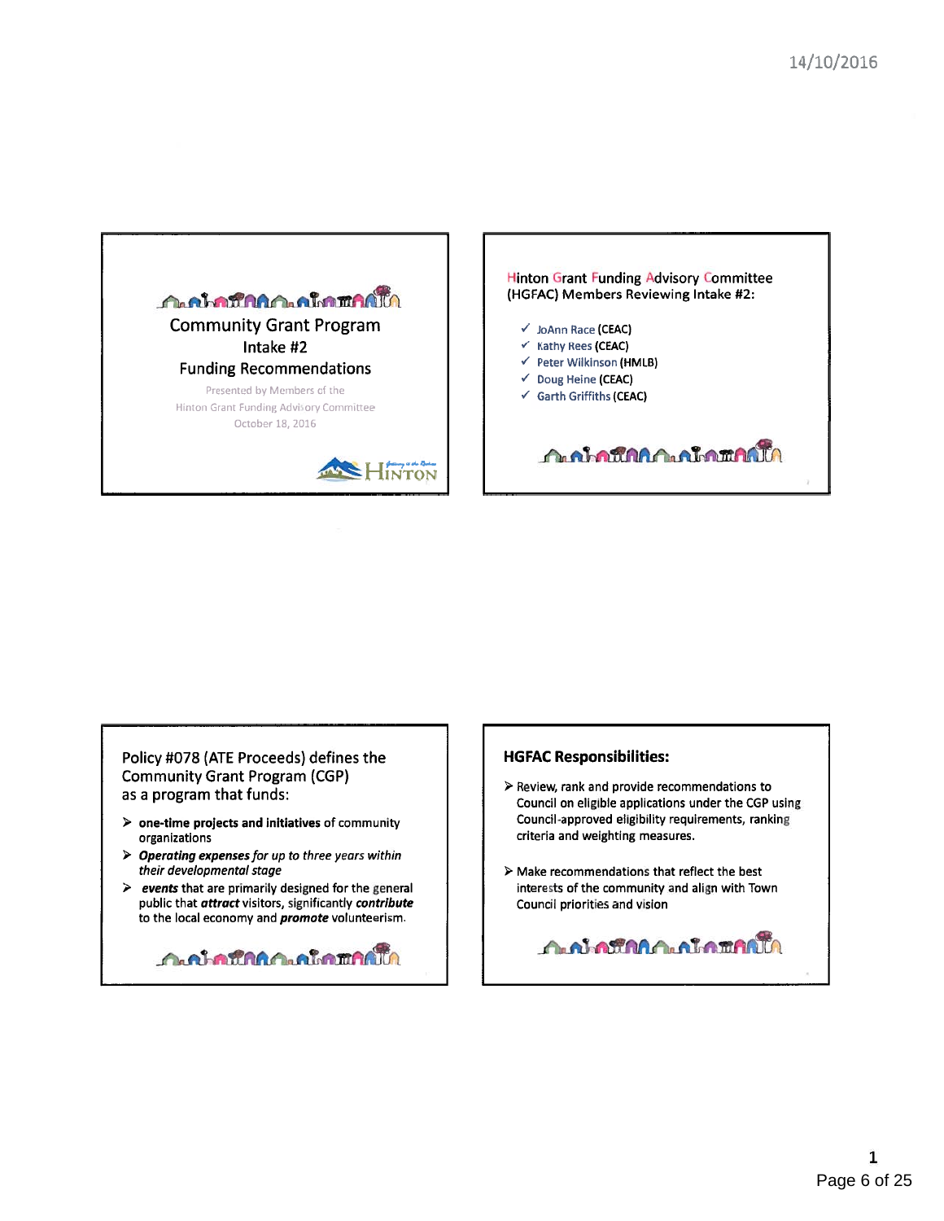14/10/2016

## Community Grant Program
## Intake #2
## Funding Recommendations

Presented by Members of the
Hinton Grant Funding Advisory Committee
October 18, 2016

HINTON

---

**Hinton Grant Funding Advisory Committee (HGFAC) Members Reviewing Intake #2:**

- ✓ JoAnn Race (CEAC)
- ✓ Kathy Rees (CEAC)
- ✓ Peter Wilkinson (HMLB)
- ✓ Doug Heine (CEAC)
- ✓ Garth Griffiths (CEAC)

---

Policy #078 (ATE Proceeds) defines the Community Grant Program (CGP) as a program that funds:

- **one-time projects and initiatives** of community organizations
- ***Operating expenses*** *for up to three years within their developmental stage*
- ***events*** that are primarily designed for the general public that ***attract*** visitors, significantly ***contribute*** to the local economy and ***promote*** volunteerism.

---

**HGFAC Responsibilities:**

- Review, rank and provide recommendations to Council on eligible applications under the CGP using Council-approved eligibility requirements, ranking criteria and weighting measures.
- Make recommendations that reflect the best interests of the community and align with Town Council priorities and vision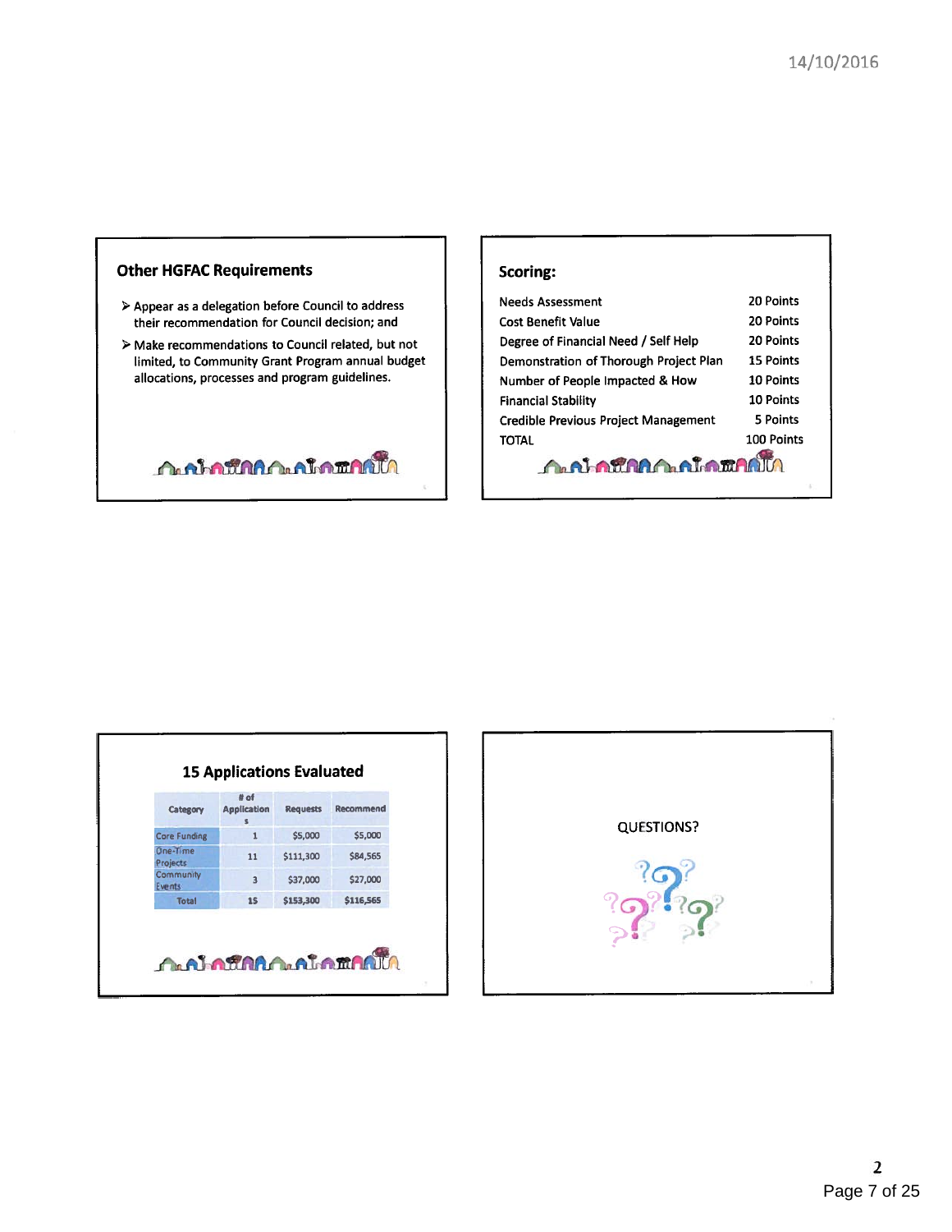## Other HGFAC Requirements

- Appear as a delegation before Council to address their recommendation for Council decision; and
- Make recommendations to Council related, but not limited, to Community Grant Program annual budget allocations, processes and program guidelines.

## Scoring:

| Criteria | Points |
|---|---|
| Needs Assessment | 20 Points |
| Cost Benefit Value | 20 Points |
| Degree of Financial Need / Self Help | 20 Points |
| Demonstration of Thorough Project Plan | 15 Points |
| Number of People Impacted & How | 10 Points |
| Financial Stability | 10 Points |
| Credible Previous Project Management | 5 Points |
| TOTAL | 100 Points |

## 15 Applications Evaluated

| Category | # of Applications | Requests | Recommend |
|---|---|---|---|
| Core Funding | 1 | $5,000 | $5,000 |
| One-Time Projects | 11 | $111,300 | $84,565 |
| Community Events | 3 | $37,000 | $27,000 |
| Total | 15 | $153,300 | $116,565 |

QUESTIONS?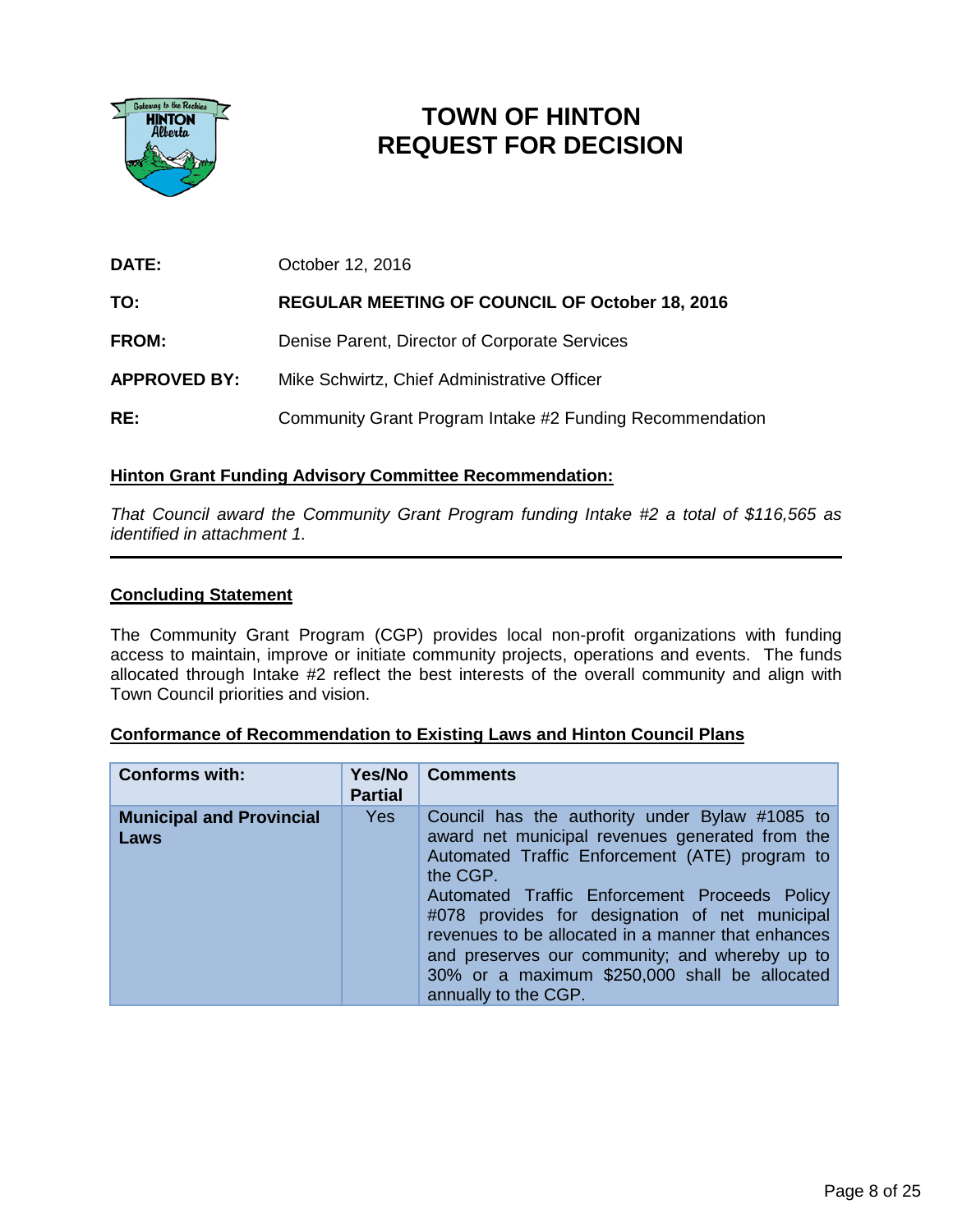# TOWN OF HINTON
# REQUEST FOR DECISION

**DATE:** October 12, 2016

**TO:** **REGULAR MEETING OF COUNCIL OF October 18, 2016**

**FROM:** Denise Parent, Director of Corporate Services

**APPROVED BY:** Mike Schwirtz, Chief Administrative Officer

**RE:** Community Grant Program Intake #2 Funding Recommendation

## Hinton Grant Funding Advisory Committee Recommendation:

*That Council award the Community Grant Program funding Intake #2 a total of $116,565 as identified in attachment 1.*

---

## Concluding Statement

The Community Grant Program (CGP) provides local non-profit organizations with funding access to maintain, improve or initiate community projects, operations and events. The funds allocated through Intake #2 reflect the best interests of the overall community and align with Town Council priorities and vision.

## Conformance of Recommendation to Existing Laws and Hinton Council Plans

| Conforms with: | Yes/No Partial | Comments |
|---|---|---|
| **Municipal and Provincial Laws** | Yes | Council has the authority under Bylaw #1085 to award net municipal revenues generated from the Automated Traffic Enforcement (ATE) program to the CGP.<br>Automated Traffic Enforcement Proceeds Policy #078 provides for designation of net municipal revenues to be allocated in a manner that enhances and preserves our community; and whereby up to 30% or a maximum $250,000 shall be allocated annually to the CGP. |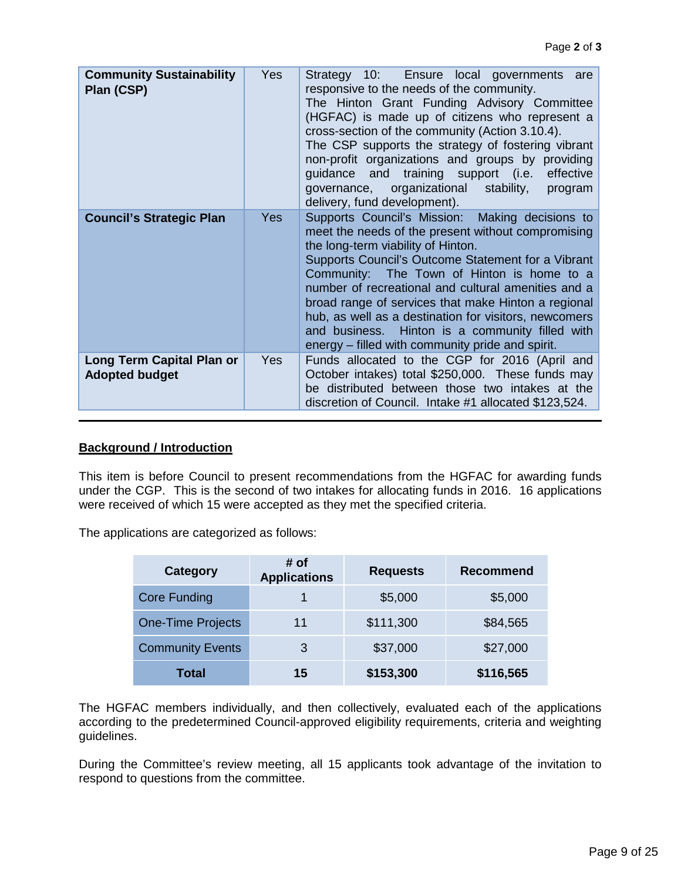| Community Sustainability Plan (CSP) | Yes | Strategy 10: Ensure local governments are responsive to the needs of the community. The Hinton Grant Funding Advisory Committee (HGFAC) is made up of citizens who represent a cross-section of the community (Action 3.10.4). The CSP supports the strategy of fostering vibrant non-profit organizations and groups by providing guidance and training support (i.e. effective governance, organizational stability, program delivery, fund development). |
|---|---|---|
| **Council's Strategic Plan** | Yes | Supports Council's Mission: Making decisions to meet the needs of the present without compromising the long-term viability of Hinton. Supports Council's Outcome Statement for a Vibrant Community: The Town of Hinton is home to a number of recreational and cultural amenities and a broad range of services that make Hinton a regional hub, as well as a destination for visitors, newcomers and business. Hinton is a community filled with energy – filled with community pride and spirit. |
| **Long Term Capital Plan or Adopted budget** | Yes | Funds allocated to the CGP for 2016 (April and October intakes) total $250,000. These funds may be distributed between those two intakes at the discretion of Council. Intake #1 allocated $123,524. |

**Background / Introduction**

This item is before Council to present recommendations from the HGFAC for awarding funds under the CGP. This is the second of two intakes for allocating funds in 2016. 16 applications were received of which 15 were accepted as they met the specified criteria.

The applications are categorized as follows:

| Category | # of Applications | Requests | Recommend |
|---|---|---|---|
| Core Funding | 1 | $5,000 | $5,000 |
| One-Time Projects | 11 | $111,300 | $84,565 |
| Community Events | 3 | $37,000 | $27,000 |
| **Total** | **15** | **$153,300** | **$116,565** |

The HGFAC members individually, and then collectively, evaluated each of the applications according to the predetermined Council-approved eligibility requirements, criteria and weighting guidelines.

During the Committee's review meeting, all 15 applicants took advantage of the invitation to respond to questions from the committee.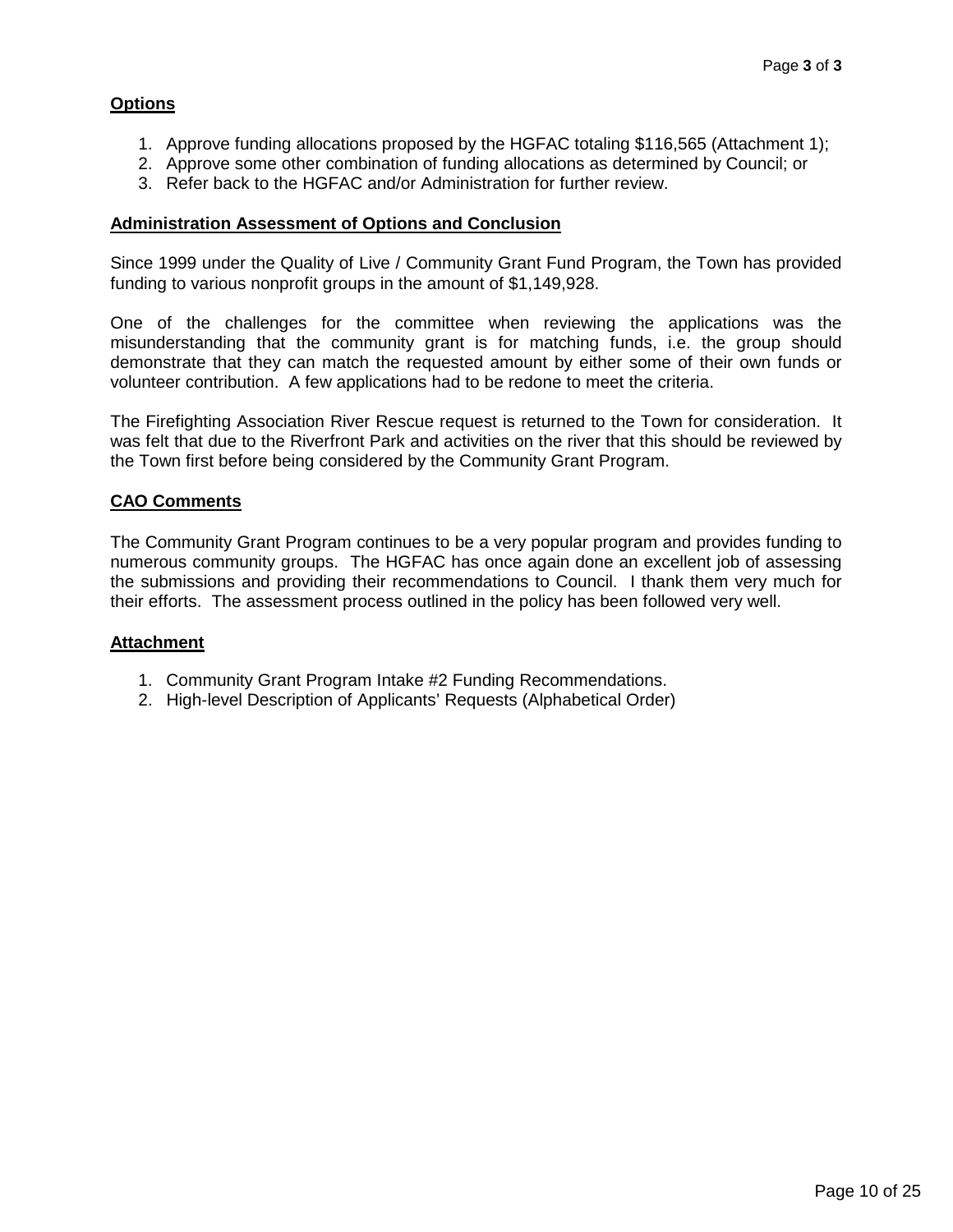## Options

1. Approve funding allocations proposed by the HGFAC totaling $116,565 (Attachment 1);
2. Approve some other combination of funding allocations as determined by Council; or
3. Refer back to the HGFAC and/or Administration for further review.

## Administration Assessment of Options and Conclusion

Since 1999 under the Quality of Live / Community Grant Fund Program, the Town has provided funding to various nonprofit groups in the amount of $1,149,928.

One of the challenges for the committee when reviewing the applications was the misunderstanding that the community grant is for matching funds, i.e. the group should demonstrate that they can match the requested amount by either some of their own funds or volunteer contribution. A few applications had to be redone to meet the criteria.

The Firefighting Association River Rescue request is returned to the Town for consideration. It was felt that due to the Riverfront Park and activities on the river that this should be reviewed by the Town first before being considered by the Community Grant Program.

## CAO Comments

The Community Grant Program continues to be a very popular program and provides funding to numerous community groups. The HGFAC has once again done an excellent job of assessing the submissions and providing their recommendations to Council. I thank them very much for their efforts. The assessment process outlined in the policy has been followed very well.

## Attachment

1. Community Grant Program Intake #2 Funding Recommendations.
2. High-level Description of Applicants' Requests (Alphabetical Order)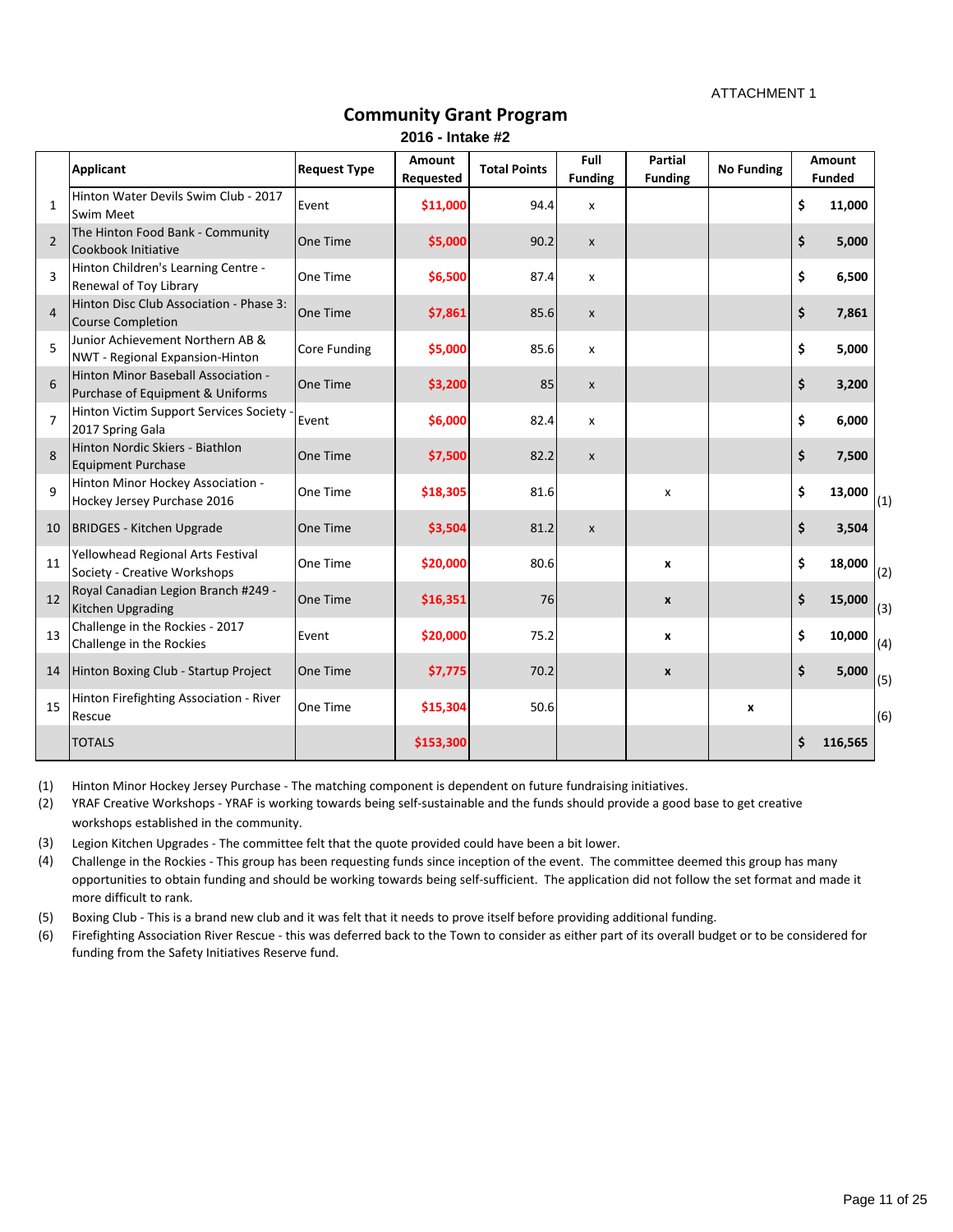ATTACHMENT 1

## Community Grant Program

### 2016 - Intake #2

| | Applicant | Request Type | Amount Requested | Total Points | Full Funding | Partial Funding | No Funding | Amount Funded | |
|---|---|---|---|---|---|---|---|---|---|
| 1 | Hinton Water Devils Swim Club - 2017 Swim Meet | Event | $11,000 | 94.4 | x | | | $ 11,000 | |
| 2 | The Hinton Food Bank - Community Cookbook Initiative | One Time | $5,000 | 90.2 | x | | | $ 5,000 | |
| 3 | Hinton Children's Learning Centre - Renewal of Toy Library | One Time | $6,500 | 87.4 | x | | | $ 6,500 | |
| 4 | Hinton Disc Club Association - Phase 3: Course Completion | One Time | $7,861 | 85.6 | x | | | $ 7,861 | |
| 5 | Junior Achievement Northern AB & NWT - Regional Expansion-Hinton | Core Funding | $5,000 | 85.6 | x | | | $ 5,000 | |
| 6 | Hinton Minor Baseball Association - Purchase of Equipment & Uniforms | One Time | $3,200 | 85 | x | | | $ 3,200 | |
| 7 | Hinton Victim Support Services Society - 2017 Spring Gala | Event | $6,000 | 82.4 | x | | | $ 6,000 | |
| 8 | Hinton Nordic Skiers - Biathlon Equipment Purchase | One Time | $7,500 | 82.2 | x | | | $ 7,500 | |
| 9 | Hinton Minor Hockey Association - Hockey Jersey Purchase 2016 | One Time | $18,305 | 81.6 | | x | | $ 13,000 | (1) |
| 10 | BRIDGES - Kitchen Upgrade | One Time | $3,504 | 81.2 | x | | | $ 3,504 | |
| 11 | Yellowhead Regional Arts Festival Society - Creative Workshops | One Time | $20,000 | 80.6 | | x | | $ 18,000 | (2) |
| 12 | Royal Canadian Legion Branch #249 - Kitchen Upgrading | One Time | $16,351 | 76 | | x | | $ 15,000 | (3) |
| 13 | Challenge in the Rockies - 2017 Challenge in the Rockies | Event | $20,000 | 75.2 | | x | | $ 10,000 | (4) |
| 14 | Hinton Boxing Club - Startup Project | One Time | $7,775 | 70.2 | | x | | $ 5,000 | (5) |
| 15 | Hinton Firefighting Association - River Rescue | One Time | $15,304 | 50.6 | | | x | | (6) |
| | TOTALS | | $153,300 | | | | | $ 116,565 | |

(1) Hinton Minor Hockey Jersey Purchase - The matching component is dependent on future fundraising initiatives.

(2) YRAF Creative Workshops - YRAF is working towards being self-sustainable and the funds should provide a good base to get creative workshops established in the community.

(3) Legion Kitchen Upgrades - The committee felt that the quote provided could have been a bit lower.

(4) Challenge in the Rockies - This group has been requesting funds since inception of the event. The committee deemed this group has many opportunities to obtain funding and should be working towards being self-sufficient. The application did not follow the set format and made it more difficult to rank.

(5) Boxing Club - This is a brand new club and it was felt that it needs to prove itself before providing additional funding.

(6) Firefighting Association River Rescue - this was deferred back to the Town to consider as either part of its overall budget or to be considered for funding from the Safety Initiatives Reserve fund.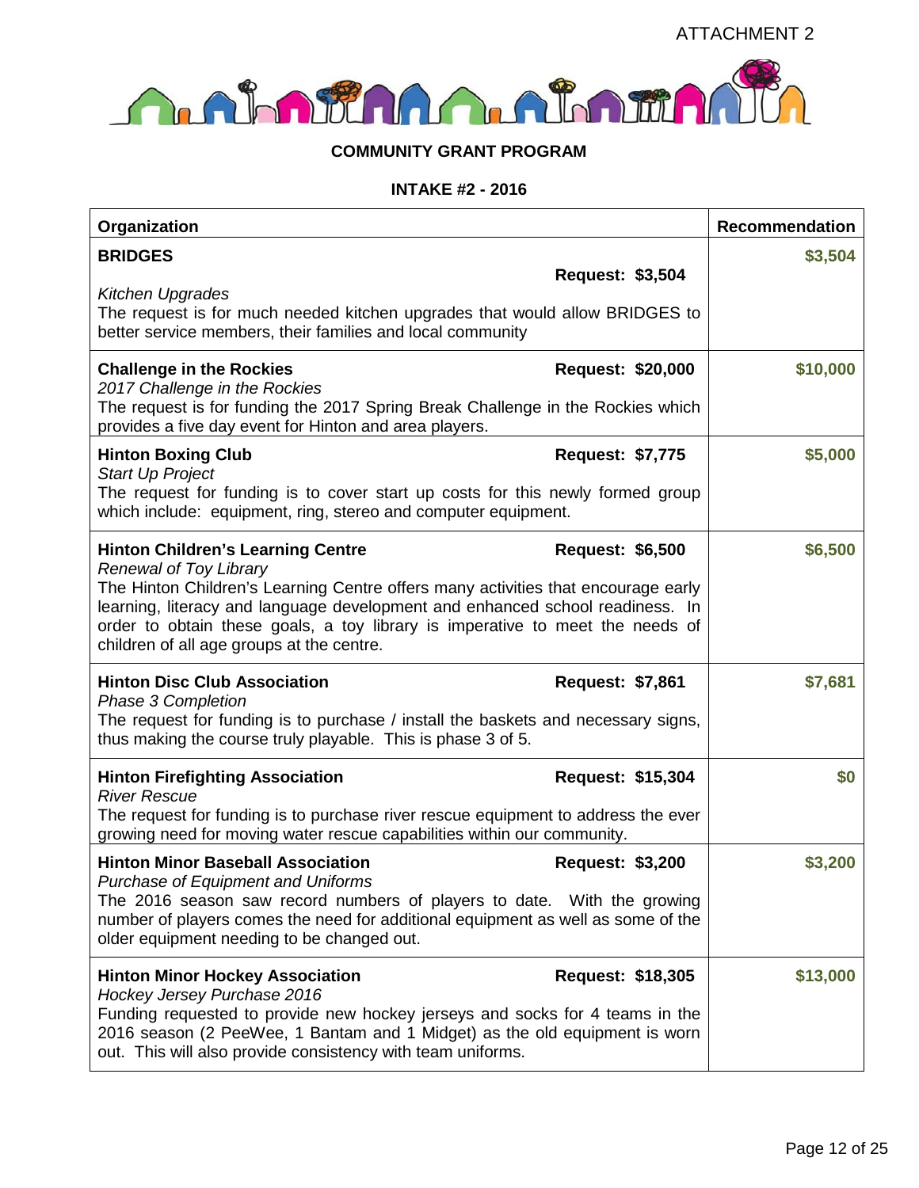ATTACHMENT 2

**COMMUNITY GRANT PROGRAM**

**INTAKE #2 - 2016**

| Organization | Recommendation |
|---|---|
| **BRIDGES** **Request: $3,504**<br>*Kitchen Upgrades*<br>The request is for much needed kitchen upgrades that would allow BRIDGES to better service members, their families and local community | **$3,504** |
| **Challenge in the Rockies** **Request: $20,000**<br>*2017 Challenge in the Rockies*<br>The request is for funding the 2017 Spring Break Challenge in the Rockies which provides a five day event for Hinton and area players. | **$10,000** |
| **Hinton Boxing Club** **Request: $7,775**<br>*Start Up Project*<br>The request for funding is to cover start up costs for this newly formed group which include: equipment, ring, stereo and computer equipment. | **$5,000** |
| **Hinton Children's Learning Centre** **Request: $6,500**<br>*Renewal of Toy Library*<br>The Hinton Children's Learning Centre offers many activities that encourage early learning, literacy and language development and enhanced school readiness. In order to obtain these goals, a toy library is imperative to meet the needs of children of all age groups at the centre. | **$6,500** |
| **Hinton Disc Club Association** **Request: $7,861**<br>*Phase 3 Completion*<br>The request for funding is to purchase / install the baskets and necessary signs, thus making the course truly playable. This is phase 3 of 5. | **$7,681** |
| **Hinton Firefighting Association** **Request: $15,304**<br>*River Rescue*<br>The request for funding is to purchase river rescue equipment to address the ever growing need for moving water rescue capabilities within our community. | **$0** |
| **Hinton Minor Baseball Association** **Request: $3,200**<br>*Purchase of Equipment and Uniforms*<br>The 2016 season saw record numbers of players to date. With the growing number of players comes the need for additional equipment as well as some of the older equipment needing to be changed out. | **$3,200** |
| **Hinton Minor Hockey Association** **Request: $18,305**<br>*Hockey Jersey Purchase 2016*<br>Funding requested to provide new hockey jerseys and socks for 4 teams in the 2016 season (2 PeeWee, 1 Bantam and 1 Midget) as the old equipment is worn out. This will also provide consistency with team uniforms. | **$13,000** |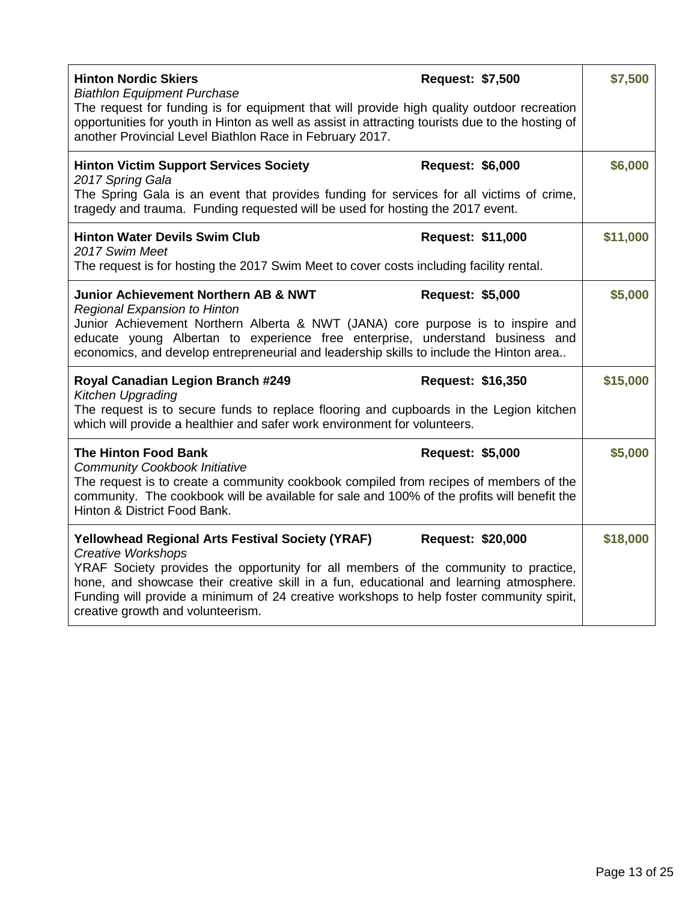| | |
|---|---|
| **Hinton Nordic Skiers** **Request: $7,500**<br>*Biathlon Equipment Purchase*<br>The request for funding is for equipment that will provide high quality outdoor recreation opportunities for youth in Hinton as well as assist in attracting tourists due to the hosting of another Provincial Level Biathlon Race in February 2017. | **$7,500** |
| **Hinton Victim Support Services Society** **Request: $6,000**<br>*2017 Spring Gala*<br>The Spring Gala is an event that provides funding for services for all victims of crime, tragedy and trauma. Funding requested will be used for hosting the 2017 event. | **$6,000** |
| **Hinton Water Devils Swim Club** **Request: $11,000**<br>*2017 Swim Meet*<br>The request is for hosting the 2017 Swim Meet to cover costs including facility rental. | **$11,000** |
| **Junior Achievement Northern AB & NWT** **Request: $5,000**<br>*Regional Expansion to Hinton*<br>Junior Achievement Northern Alberta & NWT (JANA) core purpose is to inspire and educate young Albertan to experience free enterprise, understand business and economics, and develop entrepreneurial and leadership skills to include the Hinton area.. | **$5,000** |
| **Royal Canadian Legion Branch #249** **Request: $16,350**<br>*Kitchen Upgrading*<br>The request is to secure funds to replace flooring and cupboards in the Legion kitchen which will provide a healthier and safer work environment for volunteers. | **$15,000** |
| **The Hinton Food Bank** **Request: $5,000**<br>*Community Cookbook Initiative*<br>The request is to create a community cookbook compiled from recipes of members of the community. The cookbook will be available for sale and 100% of the profits will benefit the Hinton & District Food Bank. | **$5,000** |
| **Yellowhead Regional Arts Festival Society (YRAF)** **Request: $20,000**<br>*Creative Workshops*<br>YRAF Society provides the opportunity for all members of the community to practice, hone, and showcase their creative skill in a fun, educational and learning atmosphere. Funding will provide a minimum of 24 creative workshops to help foster community spirit, creative growth and volunteerism. | **$18,000** |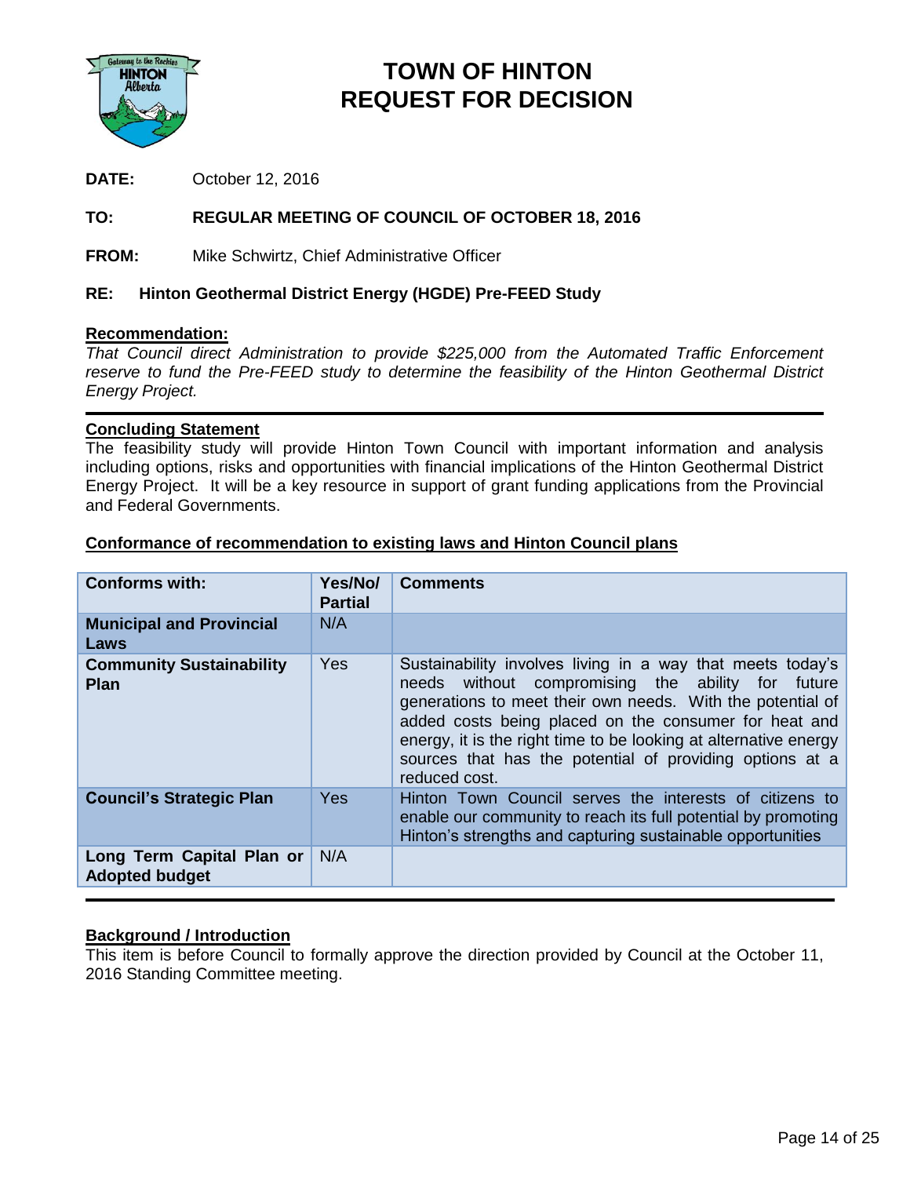# TOWN OF HINTON
# REQUEST FOR DECISION

**DATE:** October 12, 2016

**TO:** **REGULAR MEETING OF COUNCIL OF OCTOBER 18, 2016**

**FROM:** Mike Schwirtz, Chief Administrative Officer

**RE: Hinton Geothermal District Energy (HGDE) Pre-FEED Study**

## Recommendation:

*That Council direct Administration to provide $225,000 from the Automated Traffic Enforcement reserve to fund the Pre-FEED study to determine the feasibility of the Hinton Geothermal District Energy Project.*

## Concluding Statement

The feasibility study will provide Hinton Town Council with important information and analysis including options, risks and opportunities with financial implications of the Hinton Geothermal District Energy Project. It will be a key resource in support of grant funding applications from the Provincial and Federal Governments.

## Conformance of recommendation to existing laws and Hinton Council plans

| Conforms with: | Yes/No/ Partial | Comments |
|---|---|---|
| **Municipal and Provincial Laws** | N/A | |
| **Community Sustainability Plan** | Yes | Sustainability involves living in a way that meets today's needs without compromising the ability for future generations to meet their own needs. With the potential of added costs being placed on the consumer for heat and energy, it is the right time to be looking at alternative energy sources that has the potential of providing options at a reduced cost. |
| **Council's Strategic Plan** | Yes | Hinton Town Council serves the interests of citizens to enable our community to reach its full potential by promoting Hinton's strengths and capturing sustainable opportunities |
| **Long Term Capital Plan or Adopted budget** | N/A | |

## Background / Introduction

This item is before Council to formally approve the direction provided by Council at the October 11, 2016 Standing Committee meeting.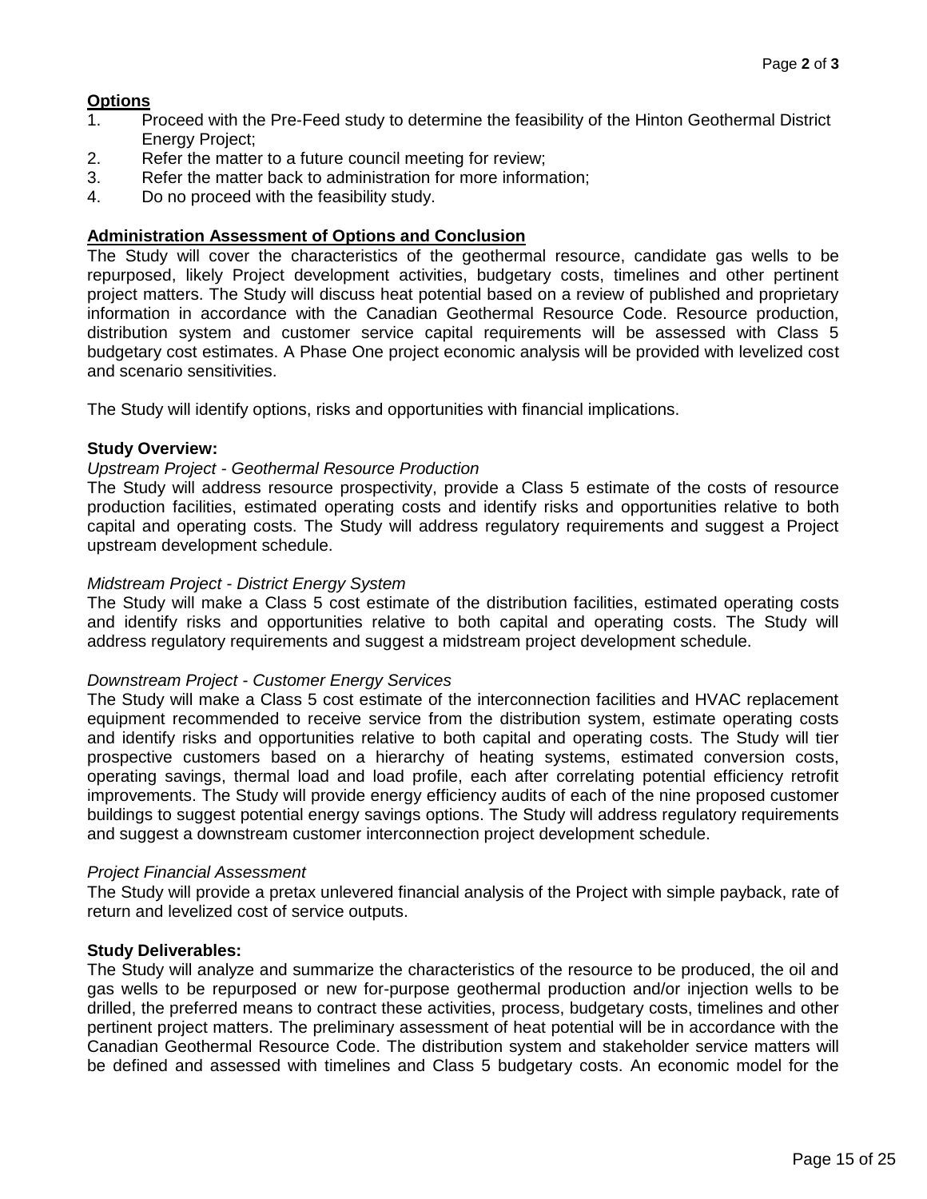## Options

1. Proceed with the Pre-Feed study to determine the feasibility of the Hinton Geothermal District Energy Project;
2. Refer the matter to a future council meeting for review;
3. Refer the matter back to administration for more information;
4. Do no proceed with the feasibility study.

## Administration Assessment of Options and Conclusion

The Study will cover the characteristics of the geothermal resource, candidate gas wells to be repurposed, likely Project development activities, budgetary costs, timelines and other pertinent project matters. The Study will discuss heat potential based on a review of published and proprietary information in accordance with the Canadian Geothermal Resource Code. Resource production, distribution system and customer service capital requirements will be assessed with Class 5 budgetary cost estimates. A Phase One project economic analysis will be provided with levelized cost and scenario sensitivities.

The Study will identify options, risks and opportunities with financial implications.

**Study Overview:**

*Upstream Project - Geothermal Resource Production*

The Study will address resource prospectivity, provide a Class 5 estimate of the costs of resource production facilities, estimated operating costs and identify risks and opportunities relative to both capital and operating costs. The Study will address regulatory requirements and suggest a Project upstream development schedule.

*Midstream Project - District Energy System*

The Study will make a Class 5 cost estimate of the distribution facilities, estimated operating costs and identify risks and opportunities relative to both capital and operating costs. The Study will address regulatory requirements and suggest a midstream project development schedule.

*Downstream Project - Customer Energy Services*

The Study will make a Class 5 cost estimate of the interconnection facilities and HVAC replacement equipment recommended to receive service from the distribution system, estimate operating costs and identify risks and opportunities relative to both capital and operating costs. The Study will tier prospective customers based on a hierarchy of heating systems, estimated conversion costs, operating savings, thermal load and load profile, each after correlating potential efficiency retrofit improvements. The Study will provide energy efficiency audits of each of the nine proposed customer buildings to suggest potential energy savings options. The Study will address regulatory requirements and suggest a downstream customer interconnection project development schedule.

*Project Financial Assessment*

The Study will provide a pretax unlevered financial analysis of the Project with simple payback, rate of return and levelized cost of service outputs.

**Study Deliverables:**

The Study will analyze and summarize the characteristics of the resource to be produced, the oil and gas wells to be repurposed or new for-purpose geothermal production and/or injection wells to be drilled, the preferred means to contract these activities, process, budgetary costs, timelines and other pertinent project matters. The preliminary assessment of heat potential will be in accordance with the Canadian Geothermal Resource Code. The distribution system and stakeholder service matters will be defined and assessed with timelines and Class 5 budgetary costs. An economic model for the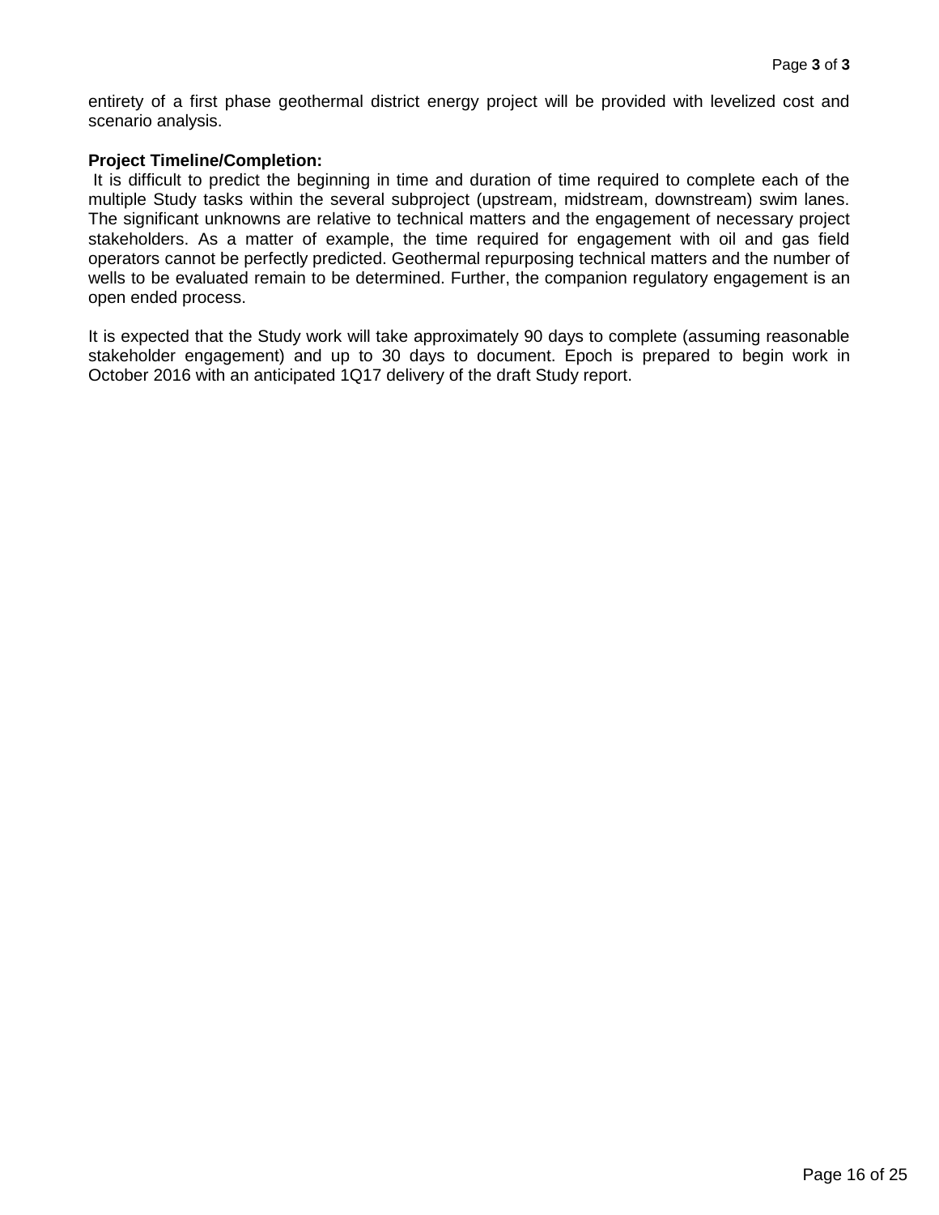entirety of a first phase geothermal district energy project will be provided with levelized cost and scenario analysis.

**Project Timeline/Completion:**

It is difficult to predict the beginning in time and duration of time required to complete each of the multiple Study tasks within the several subproject (upstream, midstream, downstream) swim lanes. The significant unknowns are relative to technical matters and the engagement of necessary project stakeholders. As a matter of example, the time required for engagement with oil and gas field operators cannot be perfectly predicted. Geothermal repurposing technical matters and the number of wells to be evaluated remain to be determined. Further, the companion regulatory engagement is an open ended process.

It is expected that the Study work will take approximately 90 days to complete (assuming reasonable stakeholder engagement) and up to 30 days to document. Epoch is prepared to begin work in October 2016 with an anticipated 1Q17 delivery of the draft Study report.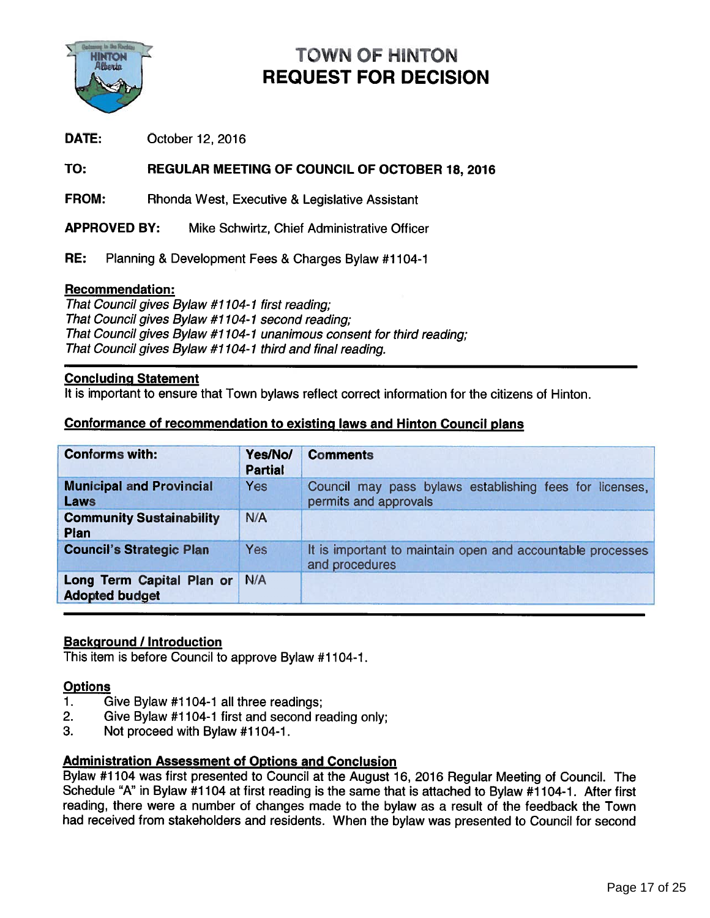# TOWN OF HINTON
# REQUEST FOR DECISION

**DATE:** October 12, 2016

**TO:** **REGULAR MEETING OF COUNCIL OF OCTOBER 18, 2016**

**FROM:** Rhonda West, Executive & Legislative Assistant

**APPROVED BY:** Mike Schwirtz, Chief Administrative Officer

**RE:** Planning & Development Fees & Charges Bylaw #1104-1

**Recommendation:**

*That Council gives Bylaw #1104-1 first reading;*
*That Council gives Bylaw #1104-1 second reading;*
*That Council gives Bylaw #1104-1 unanimous consent for third reading;*
*That Council gives Bylaw #1104-1 third and final reading.*

**Concluding Statement**

It is important to ensure that Town bylaws reflect correct information for the citizens of Hinton.

**Conformance of recommendation to existing laws and Hinton Council plans**

| Conforms with: | Yes/No/ Partial | Comments |
|---|---|---|
| **Municipal and Provincial Laws** | Yes | Council may pass bylaws establishing fees for licenses, permits and approvals |
| **Community Sustainability Plan** | N/A | |
| **Council's Strategic Plan** | Yes | It is important to maintain open and accountable processes and procedures |
| **Long Term Capital Plan or Adopted budget** | N/A | |

**Background / Introduction**

This item is before Council to approve Bylaw #1104-1.

**Options**

1. Give Bylaw #1104-1 all three readings;
2. Give Bylaw #1104-1 first and second reading only;
3. Not proceed with Bylaw #1104-1.

**Administration Assessment of Options and Conclusion**

Bylaw #1104 was first presented to Council at the August 16, 2016 Regular Meeting of Council. The Schedule "A" in Bylaw #1104 at first reading is the same that is attached to Bylaw #1104-1. After first reading, there were a number of changes made to the bylaw as a result of the feedback the Town had received from stakeholders and residents. When the bylaw was presented to Council for second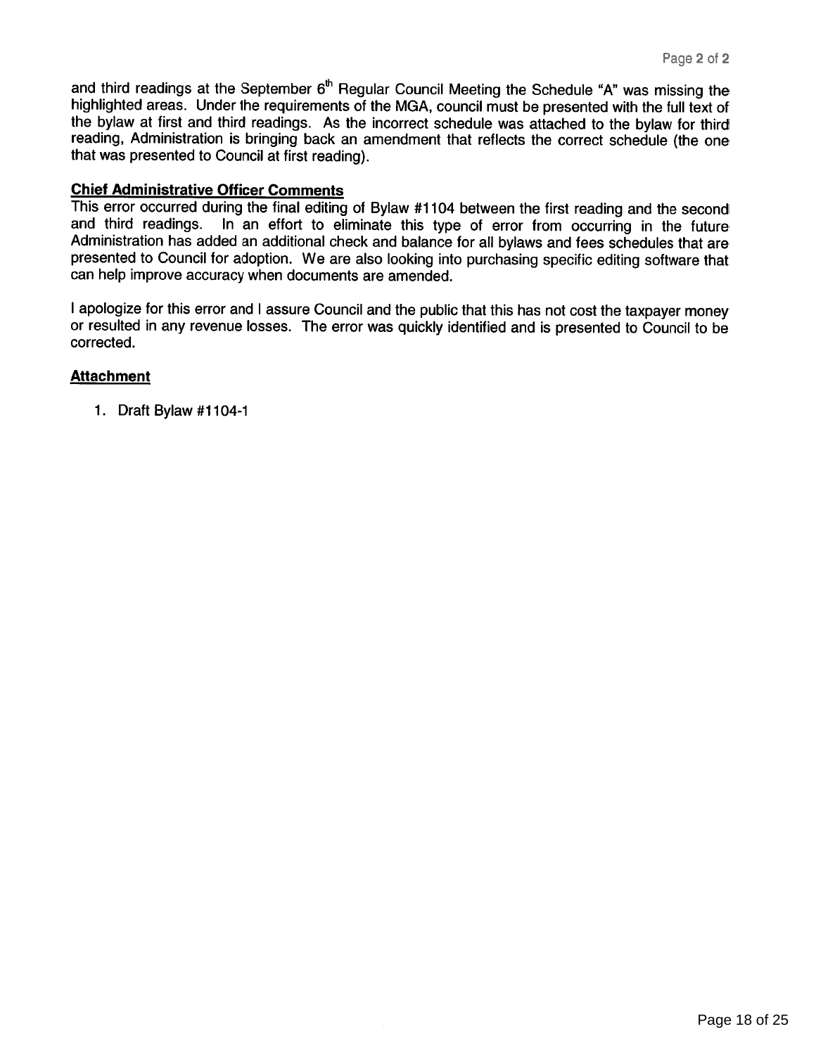and third readings at the September 6th Regular Council Meeting the Schedule "A" was missing the highlighted areas. Under the requirements of the MGA, council must be presented with the full text of the bylaw at first and third readings. As the incorrect schedule was attached to the bylaw for third reading, Administration is bringing back an amendment that reflects the correct schedule (the one that was presented to Council at first reading).

**Chief Administrative Officer Comments**

This error occurred during the final editing of Bylaw #1104 between the first reading and the second and third readings. In an effort to eliminate this type of error from occurring in the future Administration has added an additional check and balance for all bylaws and fees schedules that are presented to Council for adoption. We are also looking into purchasing specific editing software that can help improve accuracy when documents are amended.

I apologize for this error and I assure Council and the public that this has not cost the taxpayer money or resulted in any revenue losses. The error was quickly identified and is presented to Council to be corrected.

**Attachment**

1. Draft Bylaw #1104-1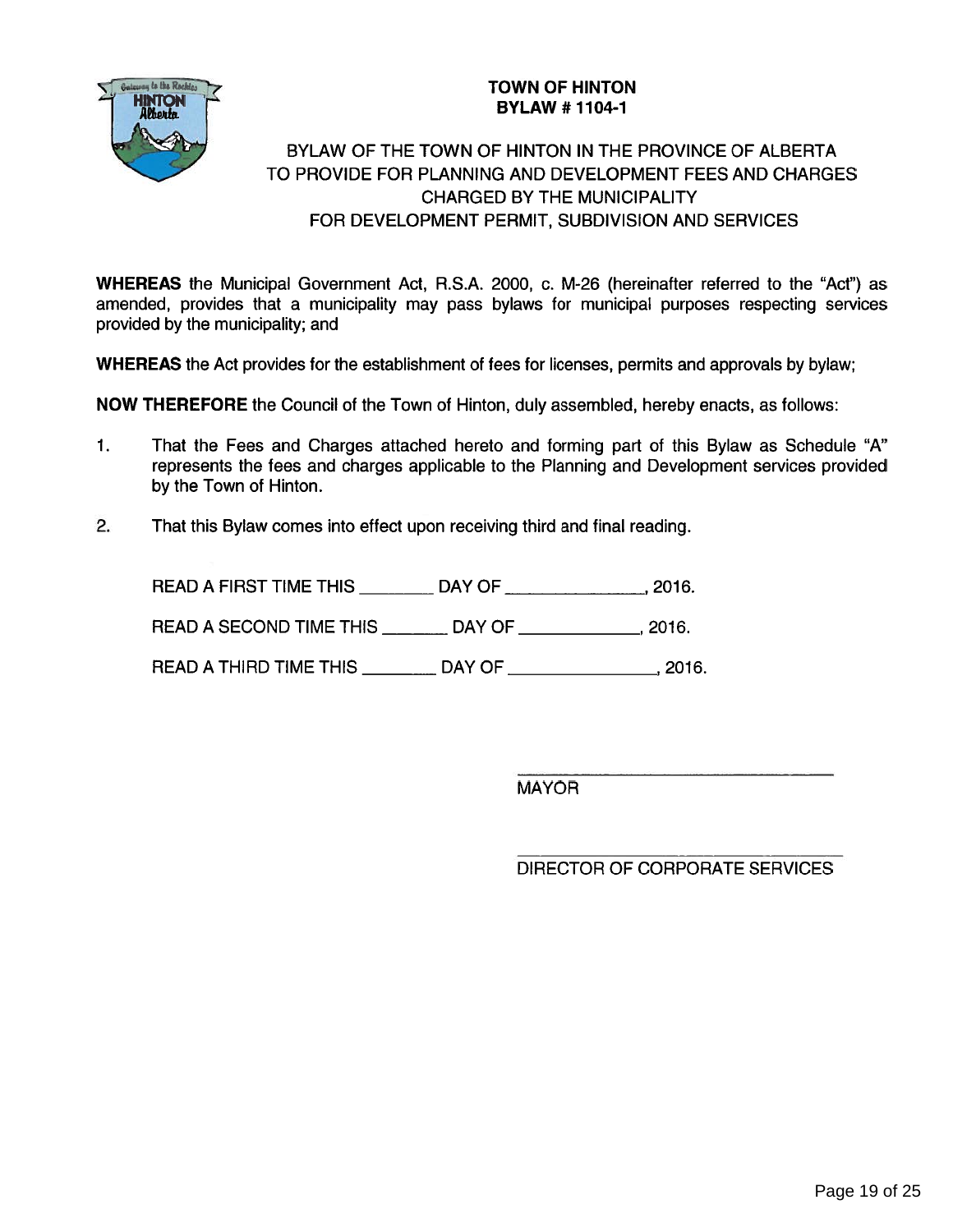**TOWN OF HINTON**
**BYLAW # 1104-1**

BYLAW OF THE TOWN OF HINTON IN THE PROVINCE OF ALBERTA
TO PROVIDE FOR PLANNING AND DEVELOPMENT FEES AND CHARGES
CHARGED BY THE MUNICIPALITY
FOR DEVELOPMENT PERMIT, SUBDIVISION AND SERVICES

**WHEREAS** the Municipal Government Act, R.S.A. 2000, c. M-26 (hereinafter referred to the "Act") as amended, provides that a municipality may pass bylaws for municipal purposes respecting services provided by the municipality; and

**WHEREAS** the Act provides for the establishment of fees for licenses, permits and approvals by bylaw;

**NOW THEREFORE** the Council of the Town of Hinton, duly assembled, hereby enacts, as follows:

1. That the Fees and Charges attached hereto and forming part of this Bylaw as Schedule "A" represents the fees and charges applicable to the Planning and Development services provided by the Town of Hinton.

2. That this Bylaw comes into effect upon receiving third and final reading.

READ A FIRST TIME THIS ________ DAY OF ______________, 2016.

READ A SECOND TIME THIS _______ DAY OF ____________, 2016.

READ A THIRD TIME THIS ________ DAY OF ______________, 2016.

______________________________
MAYOR

______________________________
DIRECTOR OF CORPORATE SERVICES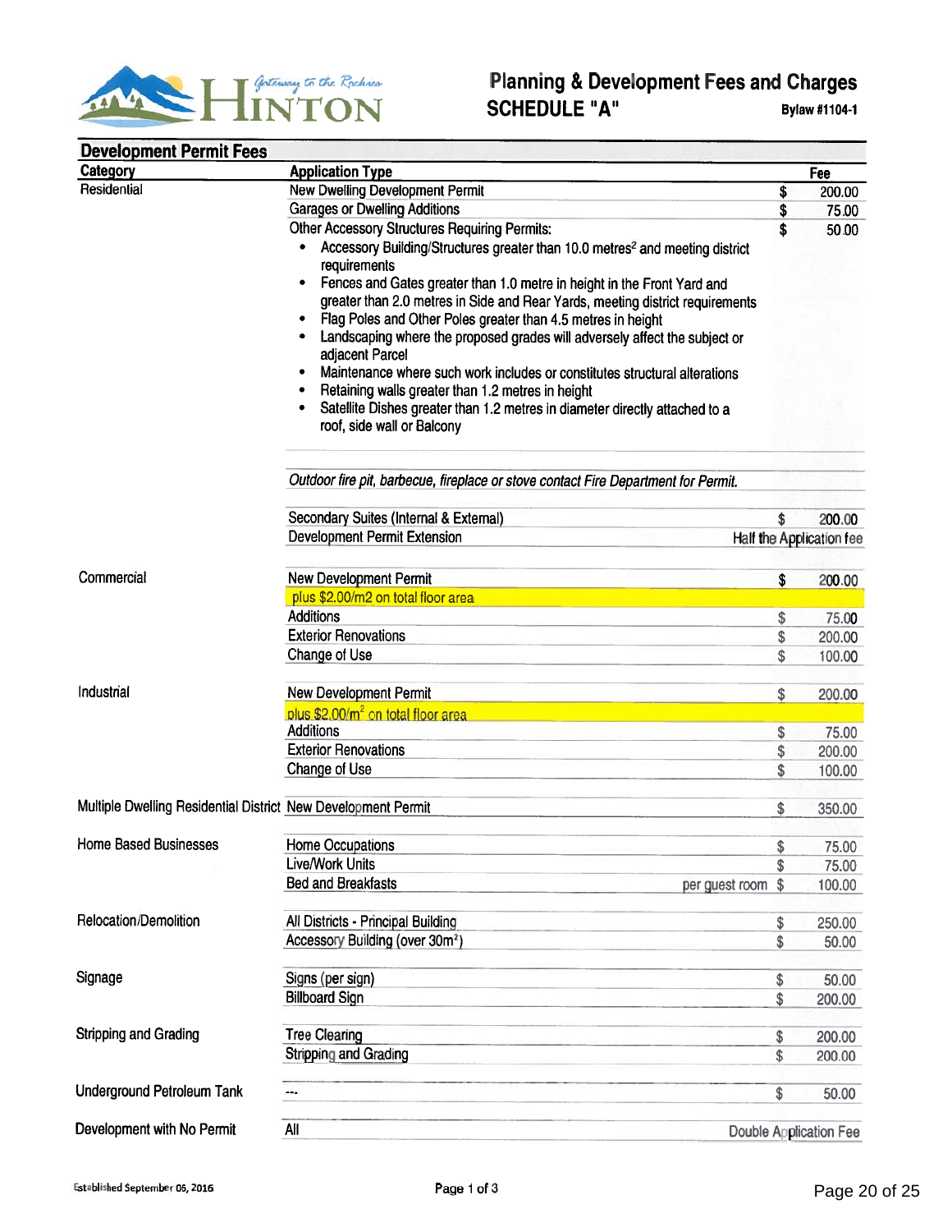# Planning & Development Fees and Charges
## SCHEDULE "A"

Bylaw #1104-1

## Development Permit Fees

| Category | Application Type | Fee |
|---|---|---|
| Residential | New Dwelling Development Permit | $ 200.00 |
| | Garages or Dwelling Additions | $ 75.00 |
| | Other Accessory Structures Requiring Permits:<br>• Accessory Building/Structures greater than 10.0 metres² and meeting district requirements<br>• Fences and Gates greater than 1.0 metre in height in the Front Yard and greater than 2.0 metres in Side and Rear Yards, meeting district requirements<br>• Flag Poles and Other Poles greater than 4.5 metres in height<br>• Landscaping where the proposed grades will adversely affect the subject or adjacent Parcel<br>• Maintenance where such work includes or constitutes structural alterations<br>• Retaining walls greater than 1.2 metres in height<br>• Satellite Dishes greater than 1.2 metres in diameter directly attached to a roof, side wall or Balcony | $ 50.00 |
| | *Outdoor fire pit, barbecue, fireplace or stove contact Fire Department for Permit.* | |
| | Secondary Suites (Internal & External) | $ 200.00 |
| | Development Permit Extension | Half the Application fee |
| Commercial | New Development Permit | $ 200.00 |
| | plus $2.00/m2 on total floor area | |
| | Additions | $ 75.00 |
| | Exterior Renovations | $ 200.00 |
| | Change of Use | $ 100.00 |
| Industrial | New Development Permit | $ 200.00 |
| | plus $2.00/m² on total floor area | |
| | Additions | $ 75.00 |
| | Exterior Renovations | $ 200.00 |
| | Change of Use | $ 100.00 |
| Multiple Dwelling Residential District | New Development Permit | $ 350.00 |
| Home Based Businesses | Home Occupations | $ 75.00 |
| | Live/Work Units | $ 75.00 |
| | Bed and Breakfasts — per guest room | $ 100.00 |
| Relocation/Demolition | All Districts - Principal Building | $ 250.00 |
| | Accessory Building (over 30m²) | $ 50.00 |
| Signage | Signs (per sign) | $ 50.00 |
| | Billboard Sign | $ 200.00 |
| Stripping and Grading | Tree Clearing | $ 200.00 |
| | Stripping and Grading | $ 200.00 |
| Underground Petroleum Tank | --- | $ 50.00 |
| Development with No Permit | All | Double Application Fee |

Established September 06, 2016

Page 1 of 3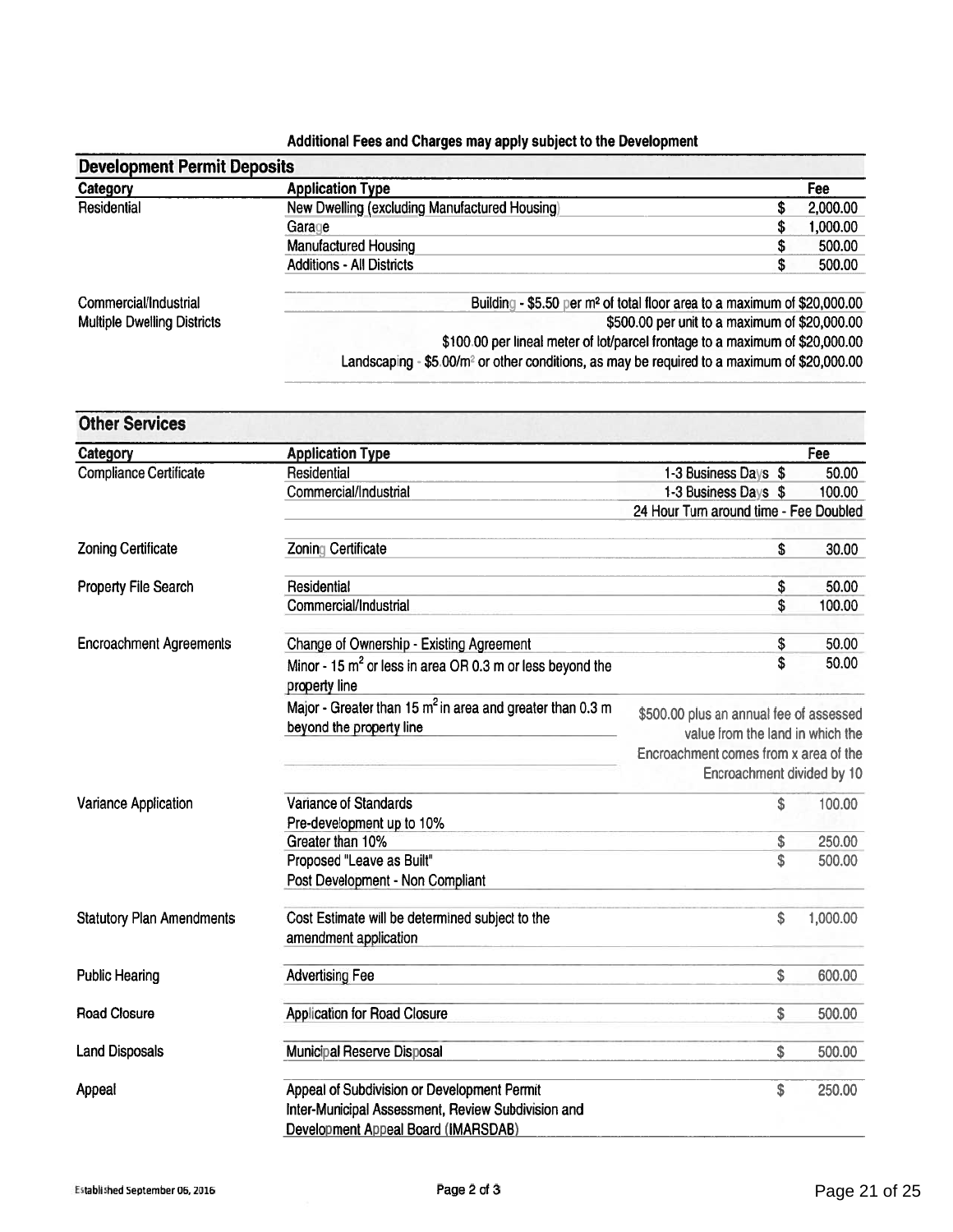**Additional Fees and Charges may apply subject to the Development**

## Development Permit Deposits

| Category | Application Type | Fee |
|---|---|---|
| Residential | New Dwelling (excluding Manufactured Housing) | $ 2,000.00 |
| | Garage | $ 1,000.00 |
| | Manufactured Housing | $ 500.00 |
| | Additions - All Districts | $ 500.00 |
| Commercial/Industrial | Building - $5.50 per m² of total floor area to a maximum of $20,000.00 | |
| Multiple Dwelling Districts | $500.00 per unit to a maximum of $20,000.00 | |
| | $100.00 per lineal meter of lot/parcel frontage to a maximum of $20,000.00 | |
| | Landscaping - $5.00/m² or other conditions, as may be required to a maximum of $20,000.00 | |

## Other Services

| Category | Application Type | | Fee |
|---|---|---|---|
| Compliance Certificate | Residential | 1-3 Business Days | $ 50.00 |
| | Commercial/Industrial | 1-3 Business Days | $ 100.00 |
| | | 24 Hour Turn around time - Fee Doubled | |
| Zoning Certificate | Zoning Certificate | | $ 30.00 |
| Property File Search | Residential | | $ 50.00 |
| | Commercial/Industrial | | $ 100.00 |
| Encroachment Agreements | Change of Ownership - Existing Agreement | | $ 50.00 |
| | Minor - 15 m² or less in area OR 0.3 m or less beyond the property line | | $ 50.00 |
| | Major - Greater than 15 m² in area and greater than 0.3 m beyond the property line | $500.00 plus an annual fee of assessed value from the land in which the Encroachment comes from x area of the Encroachment divided by 10 | |
| Variance Application | Variance of Standards Pre-development up to 10% | | $ 100.00 |
| | Greater than 10% | | $ 250.00 |
| | Proposed "Leave as Built" Post Development - Non Compliant | | $ 500.00 |
| Statutory Plan Amendments | Cost Estimate will be determined subject to the amendment application | | $ 1,000.00 |
| Public Hearing | Advertising Fee | | $ 600.00 |
| Road Closure | Application for Road Closure | | $ 500.00 |
| Land Disposals | Municipal Reserve Disposal | | $ 500.00 |
| Appeal | Appeal of Subdivision or Development Permit Inter-Municipal Assessment, Review Subdivision and Development Appeal Board (IMARSDAB) | | $ 250.00 |

Established September 06, 2016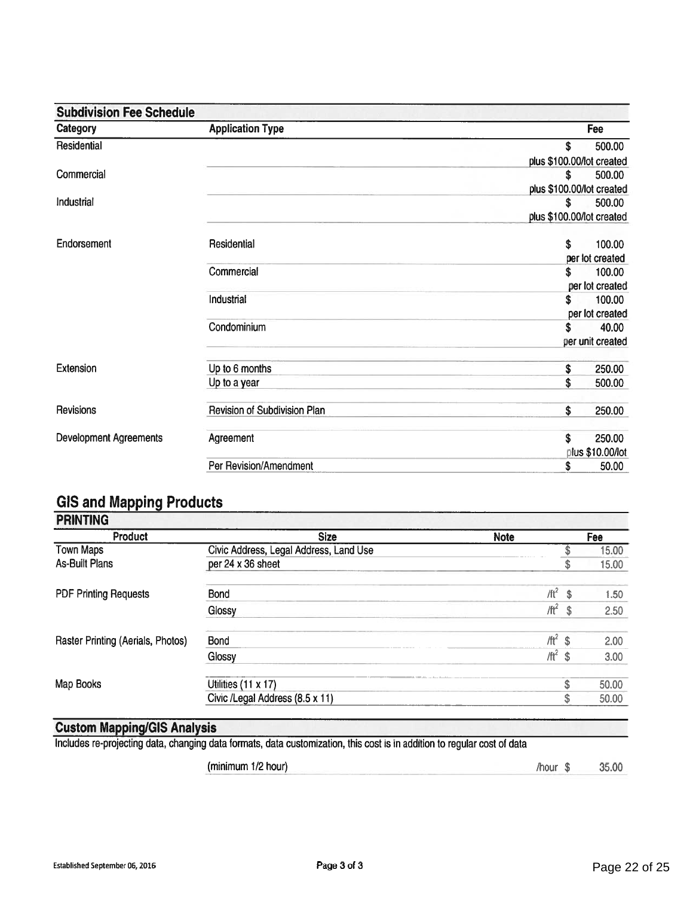## Subdivision Fee Schedule

| Category | Application Type | Fee |
|---|---|---|
| Residential | | \$ 500.00 plus \$100.00/lot created |
| Commercial | | \$ 500.00 plus \$100.00/lot created |
| Industrial | | \$ 500.00 plus \$100.00/lot created |
| Endorsement | Residential | \$ 100.00 per lot created |
| | Commercial | \$ 100.00 per lot created |
| | Industrial | \$ 100.00 per lot created |
| | Condominium | \$ 40.00 per unit created |
| Extension | Up to 6 months | \$ 250.00 |
| | Up to a year | \$ 500.00 |
| Revisions | Revision of Subdivision Plan | \$ 250.00 |
| Development Agreements | Agreement | \$ 250.00 plus \$10.00/lot |
| | Per Revision/Amendment | \$ 50.00 |

## GIS and Mapping Products

### PRINTING

| Product | Size | Note | Fee |
|---|---|---|---|
| Town Maps | Civic Address, Legal Address, Land Use | | \$ 15.00 |
| As-Built Plans | per 24 x 36 sheet | | \$ 15.00 |
| PDF Printing Requests | Bond | $/ft^2$ | \$ 1.50 |
| | Glossy | $/ft^2$ | \$ 2.50 |
| Raster Printing (Aerials, Photos) | Bond | $/ft^2$ | \$ 2.00 |
| | Glossy | $/ft^2$ | \$ 3.00 |
| Map Books | Utilities (11 x 17) | | \$ 50.00 |
| | Civic /Legal Address (8.5 x 11) | | \$ 50.00 |

### Custom Mapping/GIS Analysis

Includes re-projecting data, changing data formats, data customization, this cost is in addition to regular cost of data

| | Note | Fee |
|---|---|---|
| (minimum 1/2 hour) | /hour | \$ 35.00 |

Established September 06, 2016

Page 3 of 3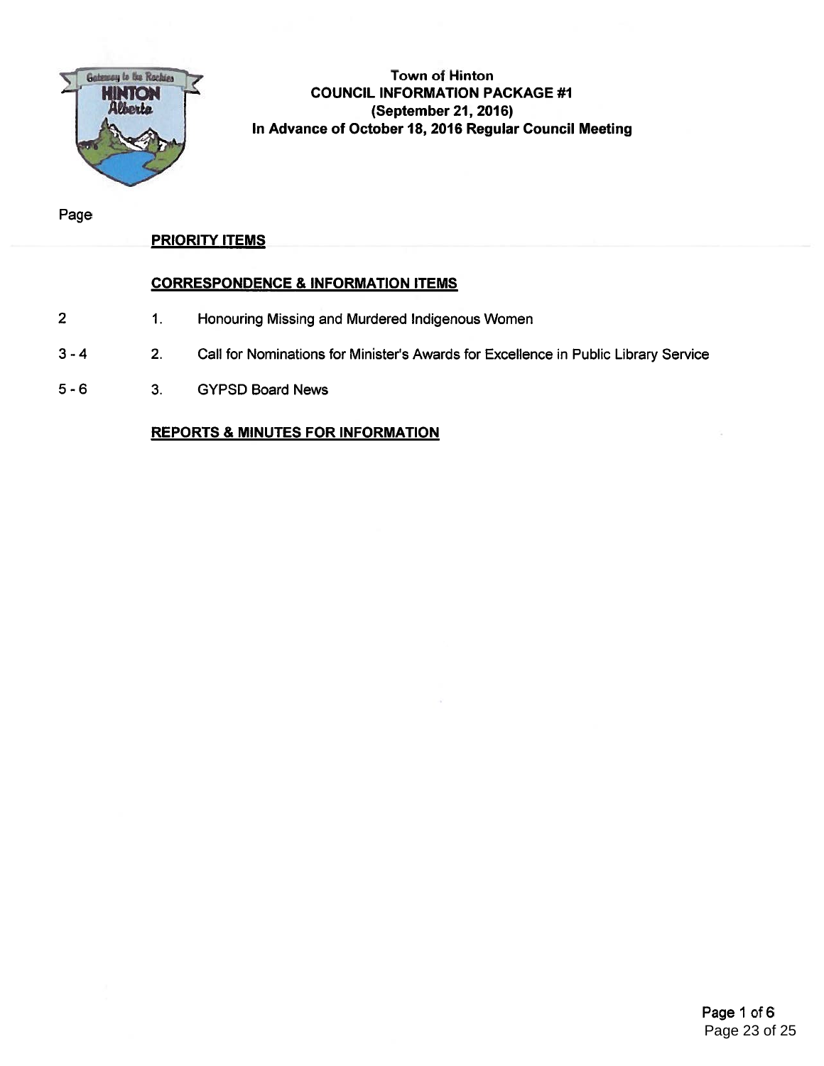**Town of Hinton**
**COUNCIL INFORMATION PACKAGE #1**
**(September 21, 2016)**
**In Advance of October 18, 2016 Regular Council Meeting**

| Page | | |
|---|---|---|
| | **PRIORITY ITEMS** | |
| | **CORRESPONDENCE & INFORMATION ITEMS** | |
| 2 | 1. | Honouring Missing and Murdered Indigenous Women |
| 3 - 4 | 2. | Call for Nominations for Minister's Awards for Excellence in Public Library Service |
| 5 - 6 | 3. | GYPSD Board News |
| | **REPORTS & MINUTES FOR INFORMATION** | |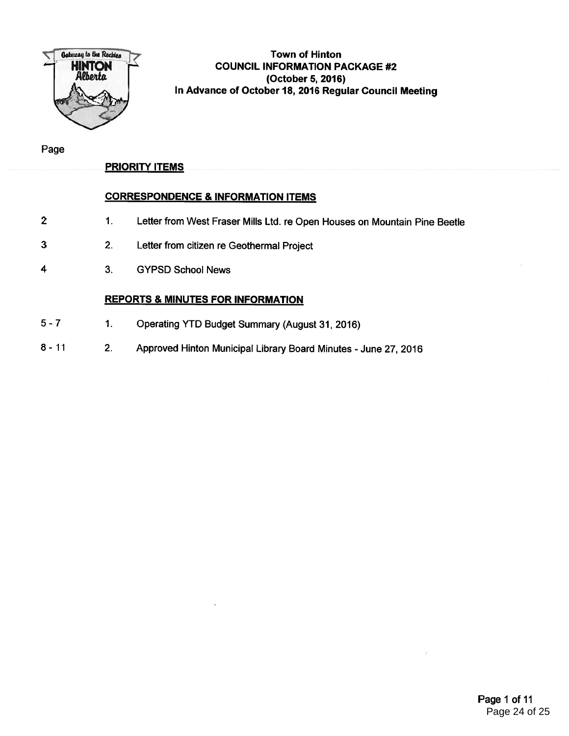# Town of Hinton
## COUNCIL INFORMATION PACKAGE #2
### (October 5, 2016)
### In Advance of October 18, 2016 Regular Council Meeting

| Page | | |
|---|---|---|
| | **PRIORITY ITEMS** | |
| | **CORRESPONDENCE & INFORMATION ITEMS** | |
| 2 | 1. | Letter from West Fraser Mills Ltd. re Open Houses on Mountain Pine Beetle |
| 3 | 2. | Letter from citizen re Geothermal Project |
| 4 | 3. | GYPSD School News |
| | **REPORTS & MINUTES FOR INFORMATION** | |
| 5 - 7 | 1. | Operating YTD Budget Summary (August 31, 2016) |
| 8 - 11 | 2. | Approved Hinton Municipal Library Board Minutes - June 27, 2016 |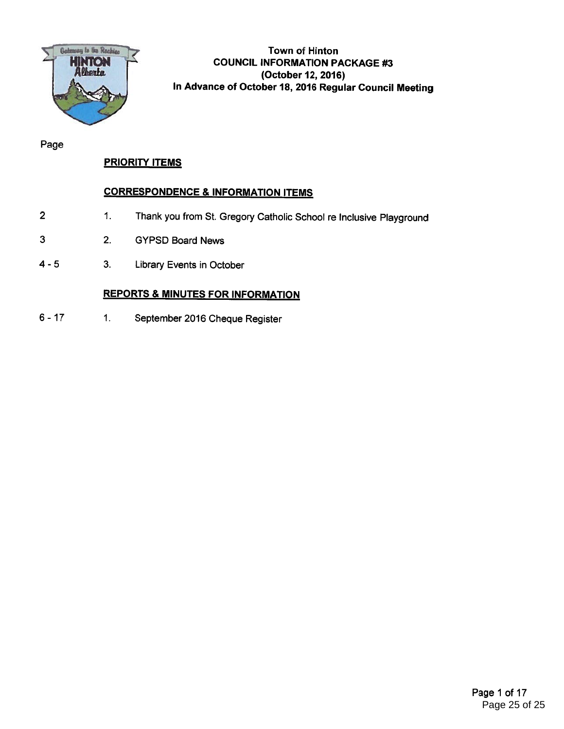# Town of Hinton
## COUNCIL INFORMATION PACKAGE #3
## (October 12, 2016)
## In Advance of October 18, 2016 Regular Council Meeting

Page

**PRIORITY ITEMS**

**CORRESPONDENCE & INFORMATION ITEMS**

| Page | | |
|---|---|---|
| 2 | 1. | Thank you from St. Gregory Catholic School re Inclusive Playground |
| 3 | 2. | GYPSD Board News |
| 4 - 5 | 3. | Library Events in October |

**REPORTS & MINUTES FOR INFORMATION**

| Page | | |
|---|---|---|
| 6 - 17 | 1. | September 2016 Cheque Register |